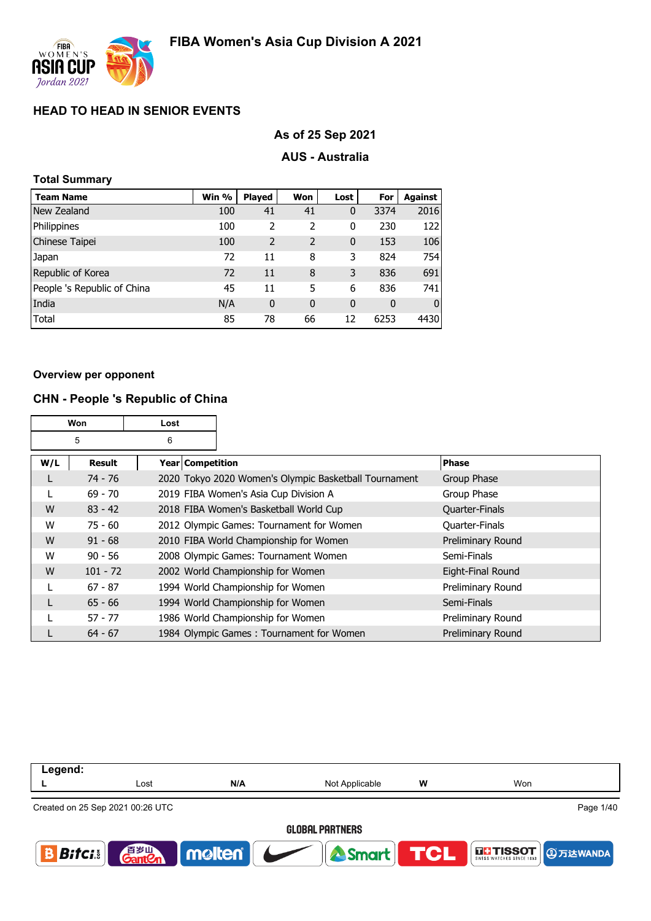# FIBA Women's Asia Cup Division A 2021

## HEAD TO HEAD IN SENIOR EVENTS

### As of 25 Sep 2021

### AUS - Australia

**Total Summary**

| Team Name | Win % | Played | Won | Lost | For | Against |
|---|---|---|---|---|---|---|
| New Zealand | 100 | 41 | 41 | 0 | 3374 | 2016 |
| Philippines | 100 | 2 | 2 | 0 | 230 | 122 |
| Chinese Taipei | 100 | 2 | 2 | 0 | 153 | 106 |
| Japan | 72 | 11 | 8 | 3 | 824 | 754 |
| Republic of Korea | 72 | 11 | 8 | 3 | 836 | 691 |
| People 's Republic of China | 45 | 11 | 5 | 6 | 836 | 741 |
| India | N/A | 0 | 0 | 0 | 0 | 0 |
| Total | 85 | 78 | 66 | 12 | 6253 | 4430 |

**Overview per opponent**

### CHN - People 's Republic of China

| Won | Lost |
|---|---|
| 5 | 6 |

| W/L | Result | Year | Competition | Phase |
|---|---|---|---|---|
| L | 74 - 76 | 2020 | Tokyo 2020 Women's Olympic Basketball Tournament | Group Phase |
| L | 69 - 70 | 2019 | FIBA Women's Asia Cup Division A | Group Phase |
| W | 83 - 42 | 2018 | FIBA Women's Basketball World Cup | Quarter-Finals |
| W | 75 - 60 | 2012 | Olympic Games: Tournament for Women | Quarter-Finals |
| W | 91 - 68 | 2010 | FIBA World Championship for Women | Preliminary Round |
| W | 90 - 56 | 2008 | Olympic Games: Tournament Women | Semi-Finals |
| W | 101 - 72 | 2002 | World Championship for Women | Eight-Final Round |
| L | 67 - 87 | 1994 | World Championship for Women | Preliminary Round |
| L | 65 - 66 | 1994 | World Championship for Women | Semi-Finals |
| L | 57 - 77 | 1986 | World Championship for Women | Preliminary Round |
| L | 64 - 67 | 1984 | Olympic Games : Tournament for Women | Preliminary Round |

**Legend:**

| L | Lost | N/A | Not Applicable | W | Won |
|---|---|---|---|---|---|

Created on 25 Sep 2021 00:26 UTC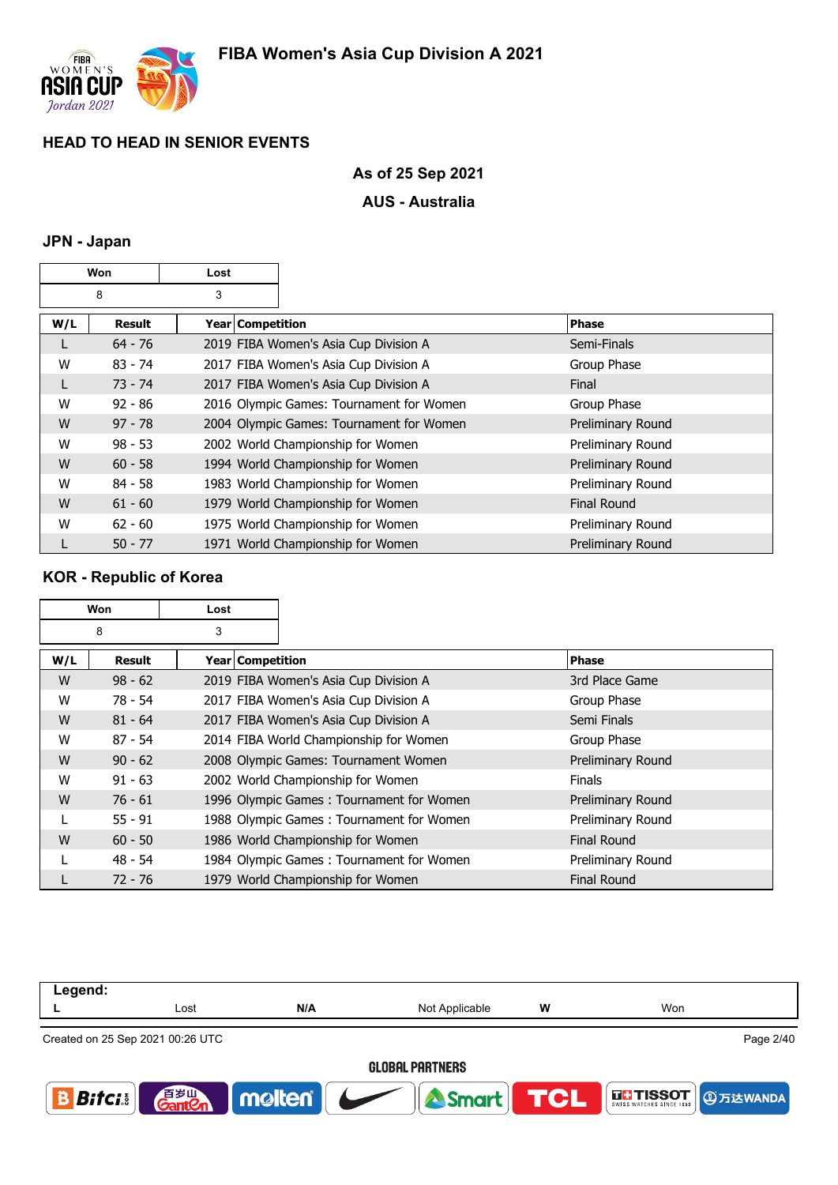## HEAD TO HEAD IN SENIOR EVENTS

**As of 25 Sep 2021**

**AUS - Australia**

### JPN - Japan

| Won | Lost |
|---|---|
| 8 | 3 |

| W/L | Result | Year | Competition | Phase |
|---|---|---|---|---|
| L | 64 - 76 | 2019 | FIBA Women's Asia Cup Division A | Semi-Finals |
| W | 83 - 74 | 2017 | FIBA Women's Asia Cup Division A | Group Phase |
| L | 73 - 74 | 2017 | FIBA Women's Asia Cup Division A | Final |
| W | 92 - 86 | 2016 | Olympic Games: Tournament for Women | Group Phase |
| W | 97 - 78 | 2004 | Olympic Games: Tournament for Women | Preliminary Round |
| W | 98 - 53 | 2002 | World Championship for Women | Preliminary Round |
| W | 60 - 58 | 1994 | World Championship for Women | Preliminary Round |
| W | 84 - 58 | 1983 | World Championship for Women | Preliminary Round |
| W | 61 - 60 | 1979 | World Championship for Women | Final Round |
| W | 62 - 60 | 1975 | World Championship for Women | Preliminary Round |
| L | 50 - 77 | 1971 | World Championship for Women | Preliminary Round |

### KOR - Republic of Korea

| Won | Lost |
|---|---|
| 8 | 3 |

| W/L | Result | Year | Competition | Phase |
|---|---|---|---|---|
| W | 98 - 62 | 2019 | FIBA Women's Asia Cup Division A | 3rd Place Game |
| W | 78 - 54 | 2017 | FIBA Women's Asia Cup Division A | Group Phase |
| W | 81 - 64 | 2017 | FIBA Women's Asia Cup Division A | Semi Finals |
| W | 87 - 54 | 2014 | FIBA World Championship for Women | Group Phase |
| W | 90 - 62 | 2008 | Olympic Games: Tournament Women | Preliminary Round |
| W | 91 - 63 | 2002 | World Championship for Women | Finals |
| W | 76 - 61 | 1996 | Olympic Games : Tournament for Women | Preliminary Round |
| L | 55 - 91 | 1988 | Olympic Games : Tournament for Women | Preliminary Round |
| W | 60 - 50 | 1986 | World Championship for Women | Final Round |
| L | 48 - 54 | 1984 | Olympic Games : Tournament for Women | Preliminary Round |
| L | 72 - 76 | 1979 | World Championship for Women | Final Round |

**Legend:**

| L | Lost | N/A | Not Applicable | W | Won |
|---|---|---|---|---|---|

Created on 25 Sep 2021 00:26 UTC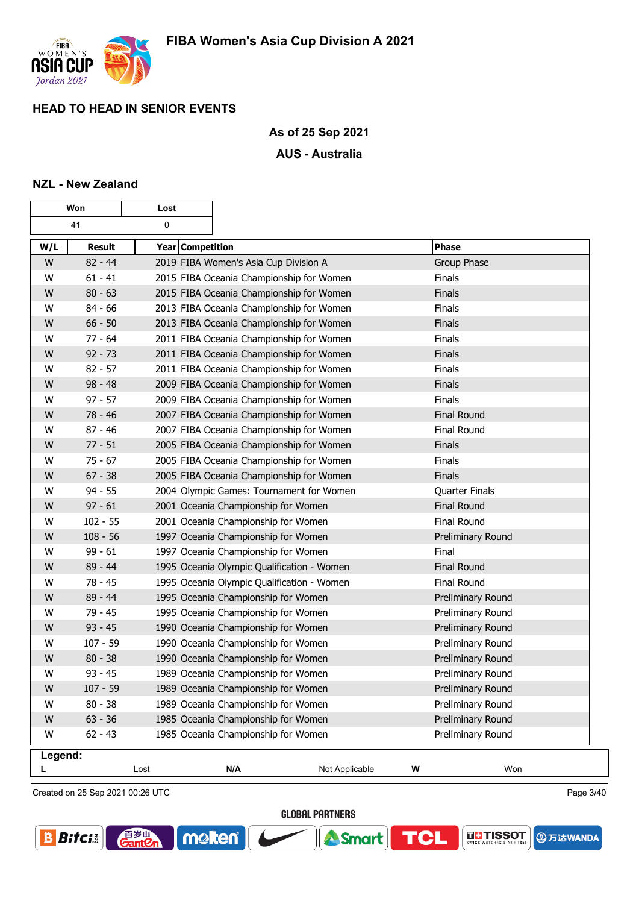## HEAD TO HEAD IN SENIOR EVENTS

**As of 25 Sep 2021**

**AUS - Australia**

### NZL - New Zealand

| Won | Lost |
|---|---|
| 41 | 0 |

| W/L | Result | Year | Competition | Phase |
|---|---|---|---|---|
| W | 82 - 44 | 2019 | FIBA Women's Asia Cup Division A | Group Phase |
| W | 61 - 41 | 2015 | FIBA Oceania Championship for Women | Finals |
| W | 80 - 63 | 2015 | FIBA Oceania Championship for Women | Finals |
| W | 84 - 66 | 2013 | FIBA Oceania Championship for Women | Finals |
| W | 66 - 50 | 2013 | FIBA Oceania Championship for Women | Finals |
| W | 77 - 64 | 2011 | FIBA Oceania Championship for Women | Finals |
| W | 92 - 73 | 2011 | FIBA Oceania Championship for Women | Finals |
| W | 82 - 57 | 2011 | FIBA Oceania Championship for Women | Finals |
| W | 98 - 48 | 2009 | FIBA Oceania Championship for Women | Finals |
| W | 97 - 57 | 2009 | FIBA Oceania Championship for Women | Finals |
| W | 78 - 46 | 2007 | FIBA Oceania Championship for Women | Final Round |
| W | 87 - 46 | 2007 | FIBA Oceania Championship for Women | Final Round |
| W | 77 - 51 | 2005 | FIBA Oceania Championship for Women | Finals |
| W | 75 - 67 | 2005 | FIBA Oceania Championship for Women | Finals |
| W | 67 - 38 | 2005 | FIBA Oceania Championship for Women | Finals |
| W | 94 - 55 | 2004 | Olympic Games: Tournament for Women | Quarter Finals |
| W | 97 - 61 | 2001 | Oceania Championship for Women | Final Round |
| W | 102 - 55 | 2001 | Oceania Championship for Women | Final Round |
| W | 108 - 56 | 1997 | Oceania Championship for Women | Preliminary Round |
| W | 99 - 61 | 1997 | Oceania Championship for Women | Final |
| W | 89 - 44 | 1995 | Oceania Olympic Qualification - Women | Final Round |
| W | 78 - 45 | 1995 | Oceania Olympic Qualification - Women | Final Round |
| W | 89 - 44 | 1995 | Oceania Championship for Women | Preliminary Round |
| W | 79 - 45 | 1995 | Oceania Championship for Women | Preliminary Round |
| W | 93 - 45 | 1990 | Oceania Championship for Women | Preliminary Round |
| W | 107 - 59 | 1990 | Oceania Championship for Women | Preliminary Round |
| W | 80 - 38 | 1990 | Oceania Championship for Women | Preliminary Round |
| W | 93 - 45 | 1989 | Oceania Championship for Women | Preliminary Round |
| W | 107 - 59 | 1989 | Oceania Championship for Women | Preliminary Round |
| W | 80 - 38 | 1989 | Oceania Championship for Women | Preliminary Round |
| W | 63 - 36 | 1985 | Oceania Championship for Women | Preliminary Round |
| W | 62 - 43 | 1985 | Oceania Championship for Women | Preliminary Round |

**Legend:**

| L | Lost | N/A | Not Applicable | W | Won |
|---|---|---|---|---|---|

Created on 25 Sep 2021 00:26 UTC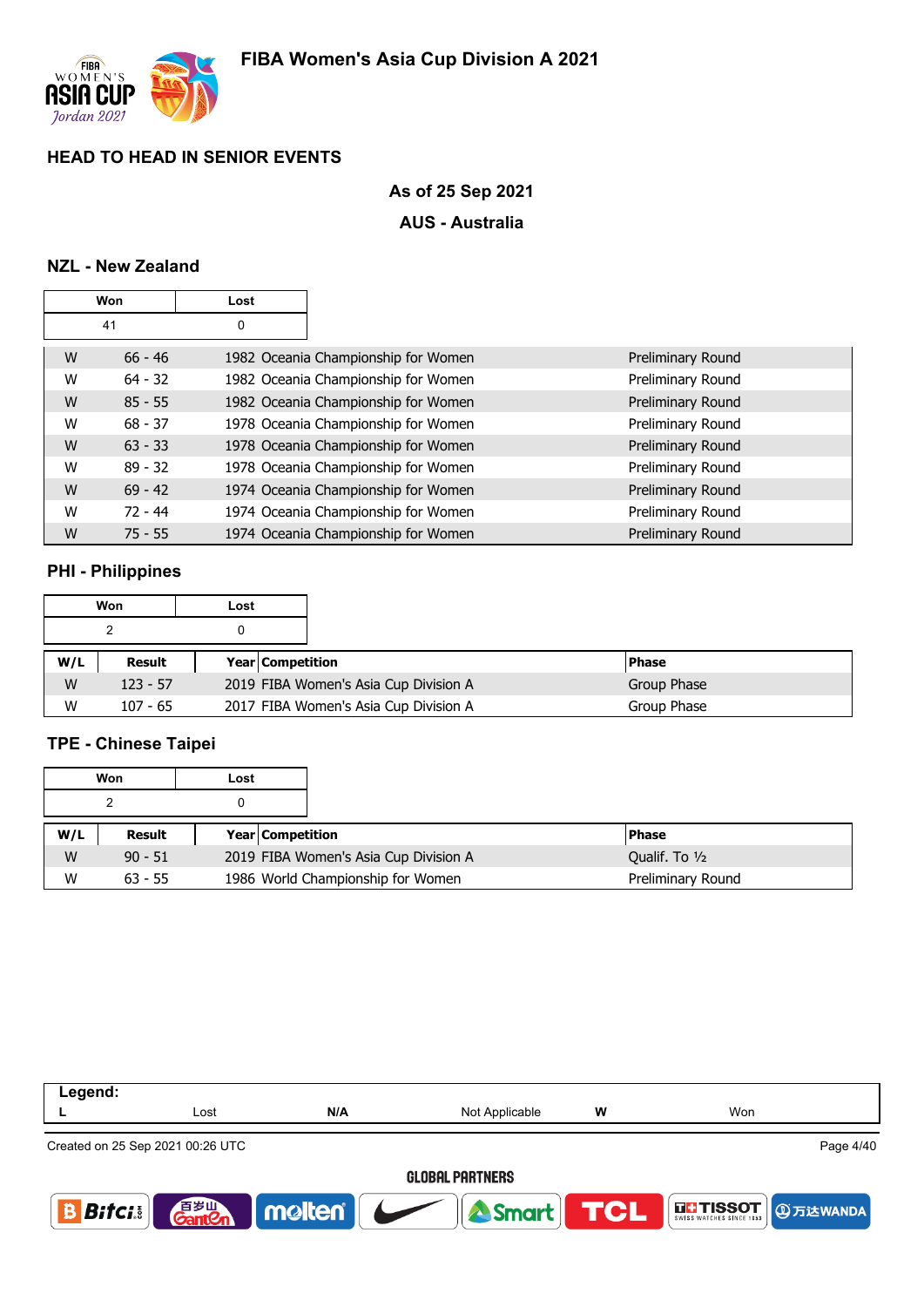## HEAD TO HEAD IN SENIOR EVENTS

**As of 25 Sep 2021**

**AUS - Australia**

### NZL - New Zealand

| Won | Lost |
|---|---|
| 41 | 0 |

| W/L | Result | Year | Competition | Phase |
|---|---|---|---|---|
| W | 66 - 46 | 1982 | Oceania Championship for Women | Preliminary Round |
| W | 64 - 32 | 1982 | Oceania Championship for Women | Preliminary Round |
| W | 85 - 55 | 1982 | Oceania Championship for Women | Preliminary Round |
| W | 68 - 37 | 1978 | Oceania Championship for Women | Preliminary Round |
| W | 63 - 33 | 1978 | Oceania Championship for Women | Preliminary Round |
| W | 89 - 32 | 1978 | Oceania Championship for Women | Preliminary Round |
| W | 69 - 42 | 1974 | Oceania Championship for Women | Preliminary Round |
| W | 72 - 44 | 1974 | Oceania Championship for Women | Preliminary Round |
| W | 75 - 55 | 1974 | Oceania Championship for Women | Preliminary Round |

### PHI - Philippines

| Won | Lost |
|---|---|
| 2 | 0 |

| W/L | Result | Year | Competition | Phase |
|---|---|---|---|---|
| W | 123 - 57 | 2019 | FIBA Women's Asia Cup Division A | Group Phase |
| W | 107 - 65 | 2017 | FIBA Women's Asia Cup Division A | Group Phase |

### TPE - Chinese Taipei

| Won | Lost |
|---|---|
| 2 | 0 |

| W/L | Result | Year | Competition | Phase |
|---|---|---|---|---|
| W | 90 - 51 | 2019 | FIBA Women's Asia Cup Division A | Qualif. To ½ |
| W | 63 - 55 | 1986 | World Championship for Women | Preliminary Round |

| Legend: | | | | | |
|---|---|---|---|---|---|
| L | Lost | N/A | Not Applicable | W | Won |

Created on 25 Sep 2021 00:26 UTC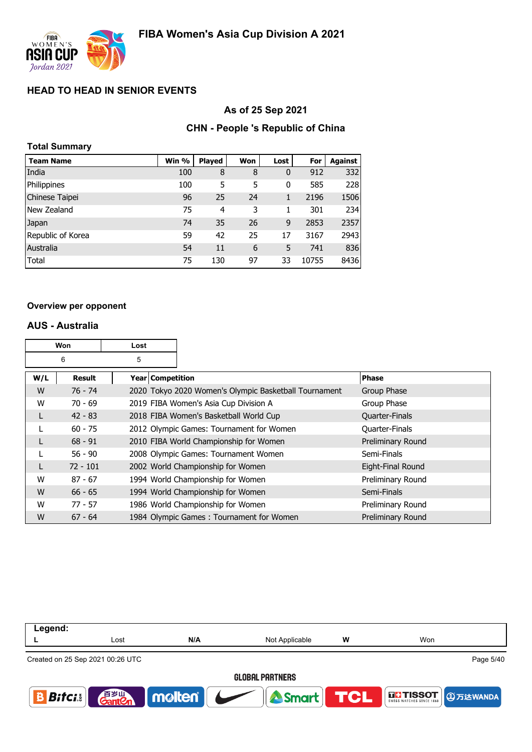# FIBA Women's Asia Cup Division A 2021

## HEAD TO HEAD IN SENIOR EVENTS

### As of 25 Sep 2021

### CHN - People 's Republic of China

**Total Summary**

| Team Name | Win % | Played | Won | Lost | For | Against |
|---|---|---|---|---|---|---|
| India | 100 | 8 | 8 | 0 | 912 | 332 |
| Philippines | 100 | 5 | 5 | 0 | 585 | 228 |
| Chinese Taipei | 96 | 25 | 24 | 1 | 2196 | 1506 |
| New Zealand | 75 | 4 | 3 | 1 | 301 | 234 |
| Japan | 74 | 35 | 26 | 9 | 2853 | 2357 |
| Republic of Korea | 59 | 42 | 25 | 17 | 3167 | 2943 |
| Australia | 54 | 11 | 6 | 5 | 741 | 836 |
| Total | 75 | 130 | 97 | 33 | 10755 | 8436 |

**Overview per opponent**

### AUS - Australia

| Won | Lost |
|---|---|
| 6 | 5 |

| W/L | Result | Year | Competition | Phase |
|---|---|---|---|---|
| W | 76 - 74 | 2020 | Tokyo 2020 Women's Olympic Basketball Tournament | Group Phase |
| W | 70 - 69 | 2019 | FIBA Women's Asia Cup Division A | Group Phase |
| L | 42 - 83 | 2018 | FIBA Women's Basketball World Cup | Quarter-Finals |
| L | 60 - 75 | 2012 | Olympic Games: Tournament for Women | Quarter-Finals |
| L | 68 - 91 | 2010 | FIBA World Championship for Women | Preliminary Round |
| L | 56 - 90 | 2008 | Olympic Games: Tournament Women | Semi-Finals |
| L | 72 - 101 | 2002 | World Championship for Women | Eight-Final Round |
| W | 87 - 67 | 1994 | World Championship for Women | Preliminary Round |
| W | 66 - 65 | 1994 | World Championship for Women | Semi-Finals |
| W | 77 - 57 | 1986 | World Championship for Women | Preliminary Round |
| W | 67 - 64 | 1984 | Olympic Games : Tournament for Women | Preliminary Round |

**Legend:**

| L | Lost | N/A | Not Applicable | W | Won |
|---|---|---|---|---|---|

Created on 25 Sep 2021 00:26 UTC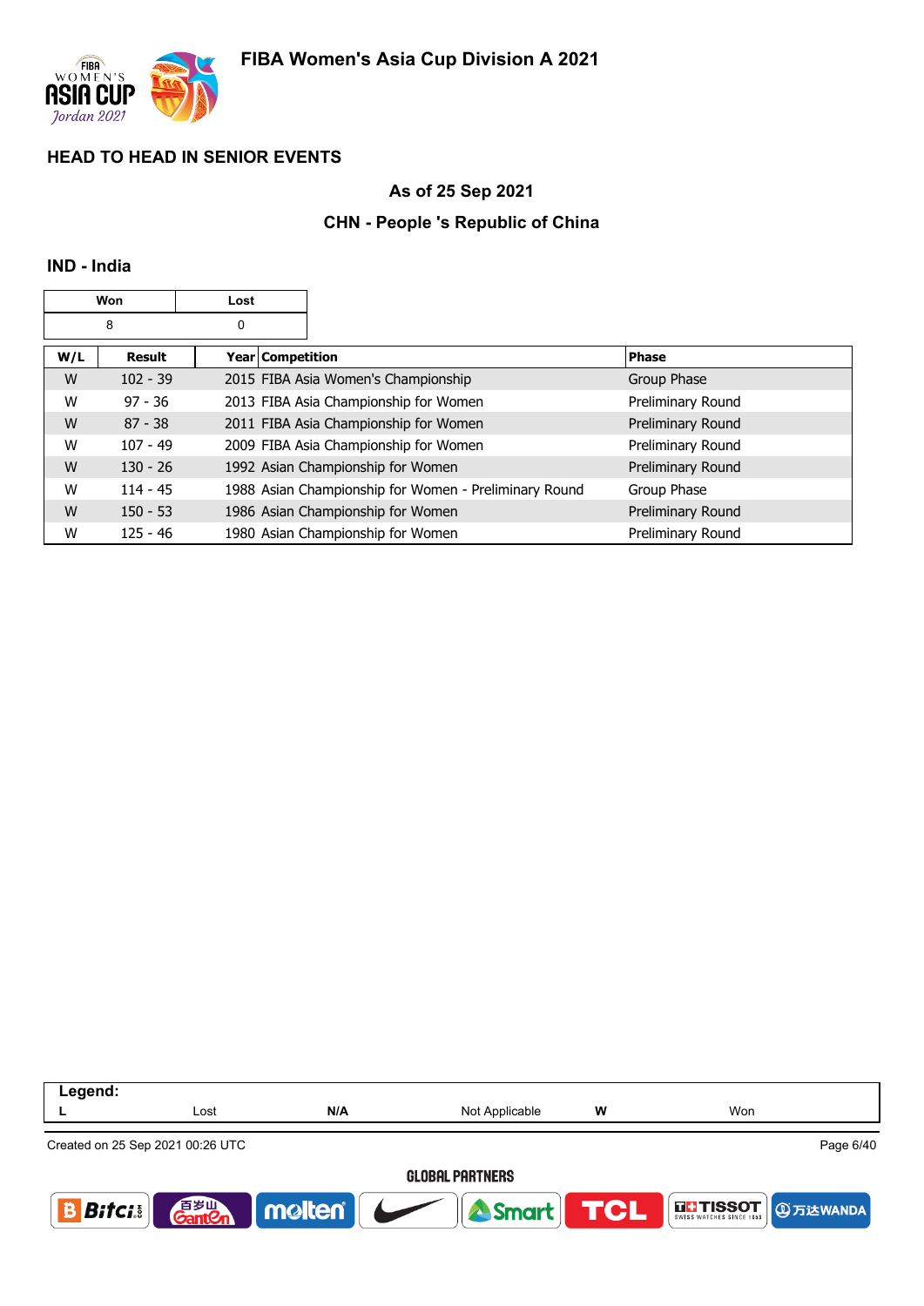## HEAD TO HEAD IN SENIOR EVENTS

### As of 25 Sep 2021

### CHN - People 's Republic of China

### IND - India

| Won | Lost |
|---|---|
| 8 | 0 |

| W/L | Result | Year | Competition | Phase |
|---|---|---|---|---|
| W | 102 - 39 | 2015 | FIBA Asia Women's Championship | Group Phase |
| W | 97 - 36 | 2013 | FIBA Asia Championship for Women | Preliminary Round |
| W | 87 - 38 | 2011 | FIBA Asia Championship for Women | Preliminary Round |
| W | 107 - 49 | 2009 | FIBA Asia Championship for Women | Preliminary Round |
| W | 130 - 26 | 1992 | Asian Championship for Women | Preliminary Round |
| W | 114 - 45 | 1988 | Asian Championship for Women - Preliminary Round | Group Phase |
| W | 150 - 53 | 1986 | Asian Championship for Women | Preliminary Round |
| W | 125 - 46 | 1980 | Asian Championship for Women | Preliminary Round |

**Legend:**

| L | Lost | N/A | Not Applicable | W | Won |
|---|---|---|---|---|---|

Created on 25 Sep 2021 00:26 UTC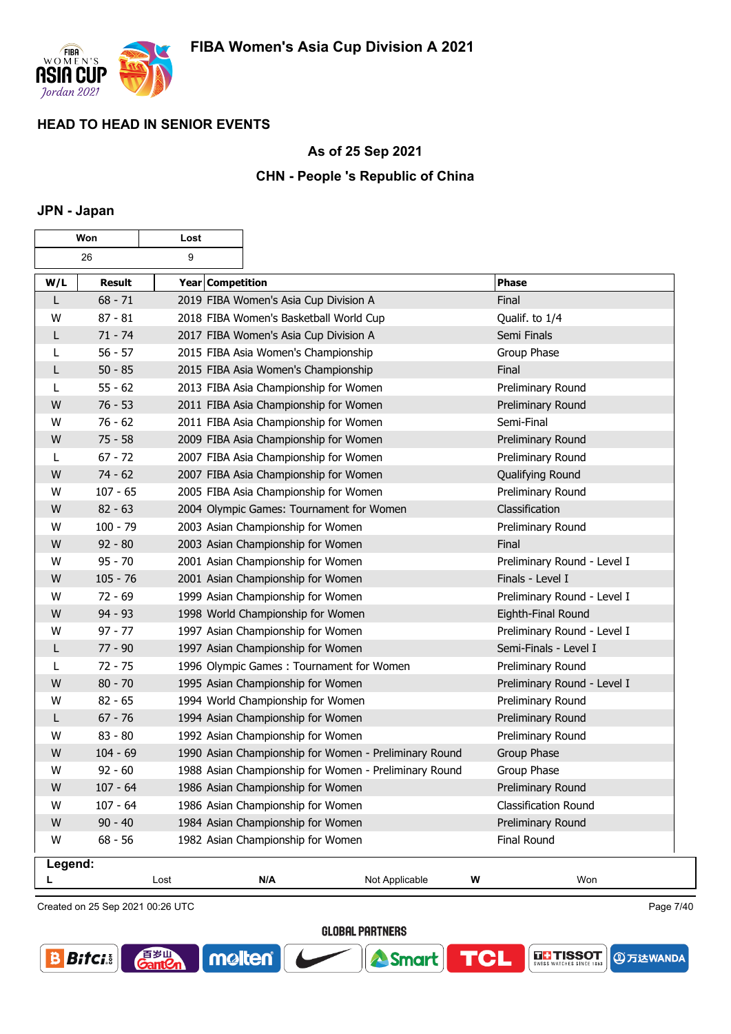## HEAD TO HEAD IN SENIOR EVENTS

### As of 25 Sep 2021

### CHN - People 's Republic of China

### JPN - Japan

| Won | Lost |
|---|---|
| 26 | 9 |

| W/L | Result | Year | Competition | Phase |
|---|---|---|---|---|
| L | 68 - 71 | 2019 | FIBA Women's Asia Cup Division A | Final |
| W | 87 - 81 | 2018 | FIBA Women's Basketball World Cup | Qualif. to 1/4 |
| L | 71 - 74 | 2017 | FIBA Women's Asia Cup Division A | Semi Finals |
| L | 56 - 57 | 2015 | FIBA Asia Women's Championship | Group Phase |
| L | 50 - 85 | 2015 | FIBA Asia Women's Championship | Final |
| L | 55 - 62 | 2013 | FIBA Asia Championship for Women | Preliminary Round |
| W | 76 - 53 | 2011 | FIBA Asia Championship for Women | Preliminary Round |
| W | 76 - 62 | 2011 | FIBA Asia Championship for Women | Semi-Final |
| W | 75 - 58 | 2009 | FIBA Asia Championship for Women | Preliminary Round |
| L | 67 - 72 | 2007 | FIBA Asia Championship for Women | Preliminary Round |
| W | 74 - 62 | 2007 | FIBA Asia Championship for Women | Qualifying Round |
| W | 107 - 65 | 2005 | FIBA Asia Championship for Women | Preliminary Round |
| W | 82 - 63 | 2004 | Olympic Games: Tournament for Women | Classification |
| W | 100 - 79 | 2003 | Asian Championship for Women | Preliminary Round |
| W | 92 - 80 | 2003 | Asian Championship for Women | Final |
| W | 95 - 70 | 2001 | Asian Championship for Women | Preliminary Round - Level I |
| W | 105 - 76 | 2001 | Asian Championship for Women | Finals - Level I |
| W | 72 - 69 | 1999 | Asian Championship for Women | Preliminary Round - Level I |
| W | 94 - 93 | 1998 | World Championship for Women | Eighth-Final Round |
| W | 97 - 77 | 1997 | Asian Championship for Women | Preliminary Round - Level I |
| L | 77 - 90 | 1997 | Asian Championship for Women | Semi-Finals - Level I |
| L | 72 - 75 | 1996 | Olympic Games : Tournament for Women | Preliminary Round |
| W | 80 - 70 | 1995 | Asian Championship for Women | Preliminary Round - Level I |
| W | 82 - 65 | 1994 | World Championship for Women | Preliminary Round |
| L | 67 - 76 | 1994 | Asian Championship for Women | Preliminary Round |
| W | 83 - 80 | 1992 | Asian Championship for Women | Preliminary Round |
| W | 104 - 69 | 1990 | Asian Championship for Women - Preliminary Round | Group Phase |
| W | 92 - 60 | 1988 | Asian Championship for Women - Preliminary Round | Group Phase |
| W | 107 - 64 | 1986 | Asian Championship for Women | Preliminary Round |
| W | 107 - 64 | 1986 | Asian Championship for Women | Classification Round |
| W | 90 - 40 | 1984 | Asian Championship for Women | Preliminary Round |
| W | 68 - 56 | 1982 | Asian Championship for Women | Final Round |

**Legend:**

| | | | | | |
|---|---|---|---|---|---|
| **L** | Lost | **N/A** | Not Applicable | **W** | Won |

Created on 25 Sep 2021 00:26 UTC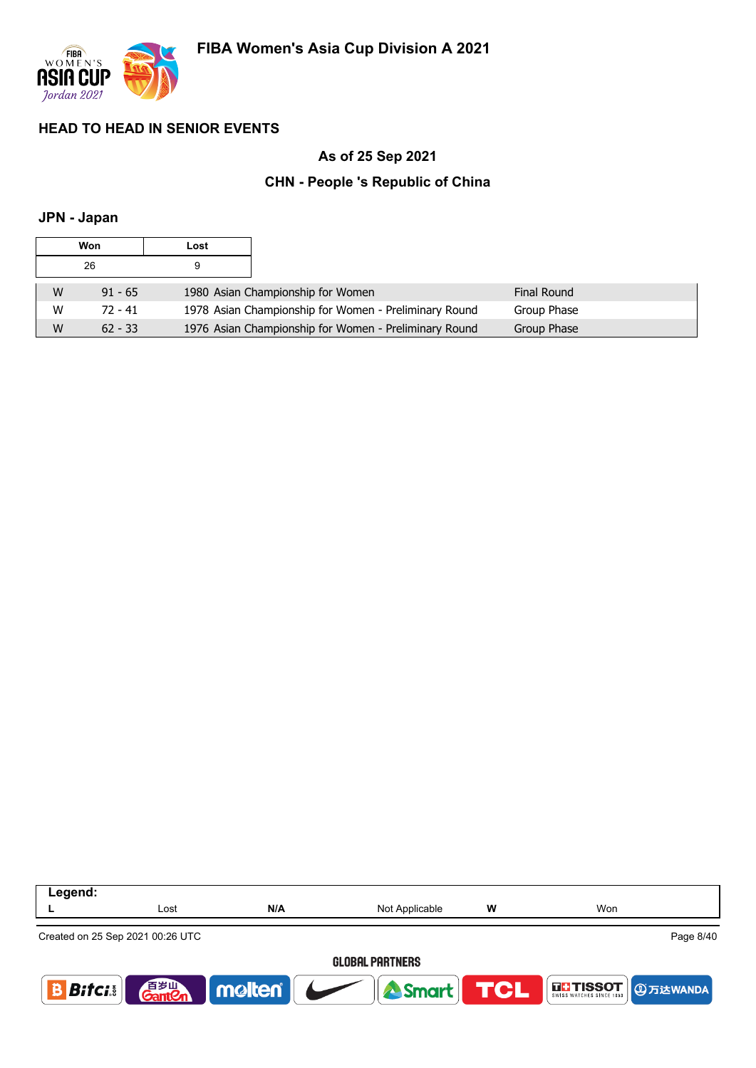## HEAD TO HEAD IN SENIOR EVENTS

### As of 25 Sep 2021

### CHN - People 's Republic of China

### JPN - Japan

| Won | Lost |
|---|---|
| 26 | 9 |

| | | | |
|---|---|---|---|
| W | 91 - 65 | 1980 Asian Championship for Women | Final Round |
| W | 72 - 41 | 1978 Asian Championship for Women - Preliminary Round | Group Phase |
| W | 62 - 33 | 1976 Asian Championship for Women - Preliminary Round | Group Phase |

**Legend:**

| | | | | | |
|---|---|---|---|---|---|
| L | Lost | N/A | Not Applicable | W | Won |

Created on 25 Sep 2021 00:26 UTC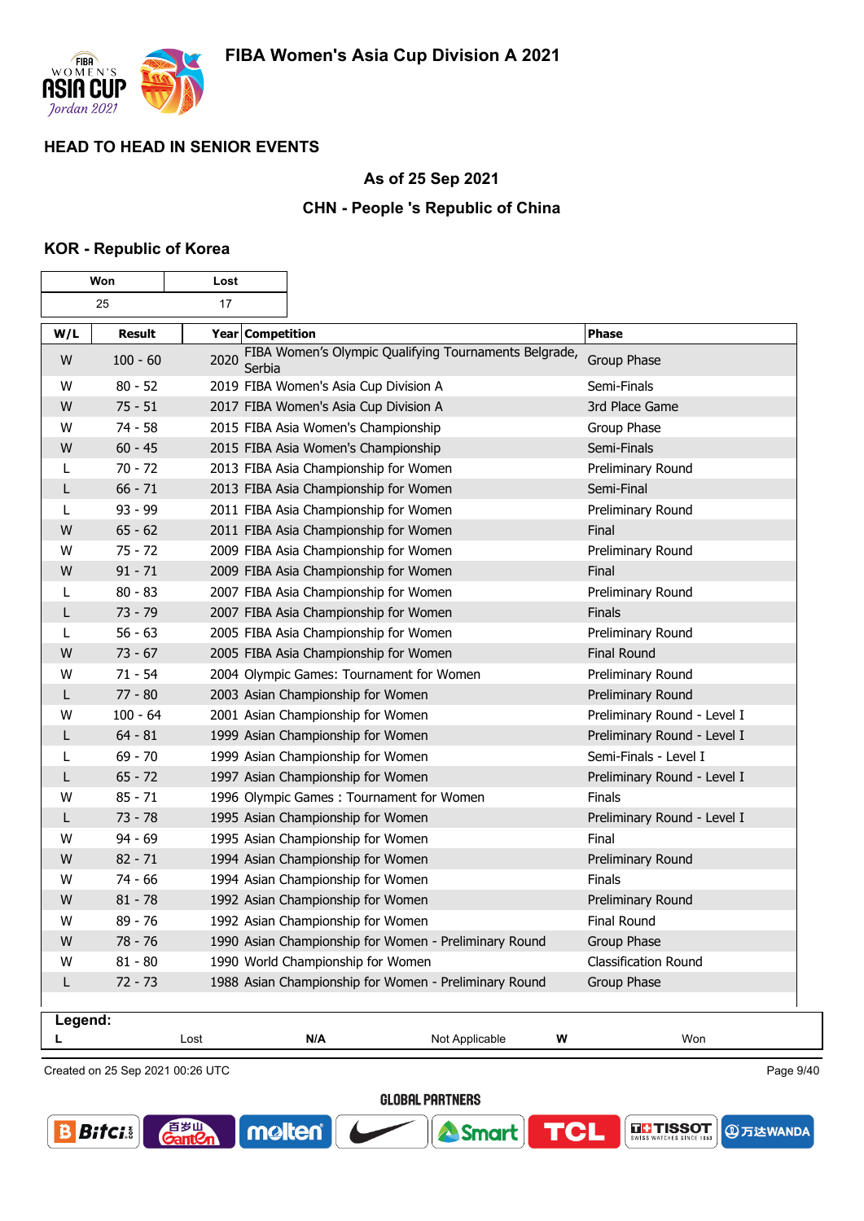## HEAD TO HEAD IN SENIOR EVENTS

### As of 25 Sep 2021

### CHN - People 's Republic of China

### KOR - Republic of Korea

| Won | Lost |
|---|---|
| 25 | 17 |

| W/L | Result | Year | Competition | Phase |
|---|---|---|---|---|
| W | 100 - 60 | 2020 | FIBA Women's Olympic Qualifying Tournaments Belgrade, Serbia | Group Phase |
| W | 80 - 52 | 2019 | FIBA Women's Asia Cup Division A | Semi-Finals |
| W | 75 - 51 | 2017 | FIBA Women's Asia Cup Division A | 3rd Place Game |
| W | 74 - 58 | 2015 | FIBA Asia Women's Championship | Group Phase |
| W | 60 - 45 | 2015 | FIBA Asia Women's Championship | Semi-Finals |
| L | 70 - 72 | 2013 | FIBA Asia Championship for Women | Preliminary Round |
| L | 66 - 71 | 2013 | FIBA Asia Championship for Women | Semi-Final |
| L | 93 - 99 | 2011 | FIBA Asia Championship for Women | Preliminary Round |
| W | 65 - 62 | 2011 | FIBA Asia Championship for Women | Final |
| W | 75 - 72 | 2009 | FIBA Asia Championship for Women | Preliminary Round |
| W | 91 - 71 | 2009 | FIBA Asia Championship for Women | Final |
| L | 80 - 83 | 2007 | FIBA Asia Championship for Women | Preliminary Round |
| L | 73 - 79 | 2007 | FIBA Asia Championship for Women | Finals |
| L | 56 - 63 | 2005 | FIBA Asia Championship for Women | Preliminary Round |
| W | 73 - 67 | 2005 | FIBA Asia Championship for Women | Final Round |
| W | 71 - 54 | 2004 | Olympic Games: Tournament for Women | Preliminary Round |
| L | 77 - 80 | 2003 | Asian Championship for Women | Preliminary Round |
| W | 100 - 64 | 2001 | Asian Championship for Women | Preliminary Round - Level I |
| L | 64 - 81 | 1999 | Asian Championship for Women | Preliminary Round - Level I |
| L | 69 - 70 | 1999 | Asian Championship for Women | Semi-Finals - Level I |
| L | 65 - 72 | 1997 | Asian Championship for Women | Preliminary Round - Level I |
| W | 85 - 71 | 1996 | Olympic Games : Tournament for Women | Finals |
| L | 73 - 78 | 1995 | Asian Championship for Women | Preliminary Round - Level I |
| W | 94 - 69 | 1995 | Asian Championship for Women | Final |
| W | 82 - 71 | 1994 | Asian Championship for Women | Preliminary Round |
| W | 74 - 66 | 1994 | Asian Championship for Women | Finals |
| W | 81 - 78 | 1992 | Asian Championship for Women | Preliminary Round |
| W | 89 - 76 | 1992 | Asian Championship for Women | Final Round |
| W | 78 - 76 | 1990 | Asian Championship for Women - Preliminary Round | Group Phase |
| W | 81 - 80 | 1990 | World Championship for Women | Classification Round |
| L | 72 - 73 | 1988 | Asian Championship for Women - Preliminary Round | Group Phase |

**Legend:**

| L | Lost | N/A | Not Applicable | W | Won |
|---|---|---|---|---|---|

Created on 25 Sep 2021 00:26 UTC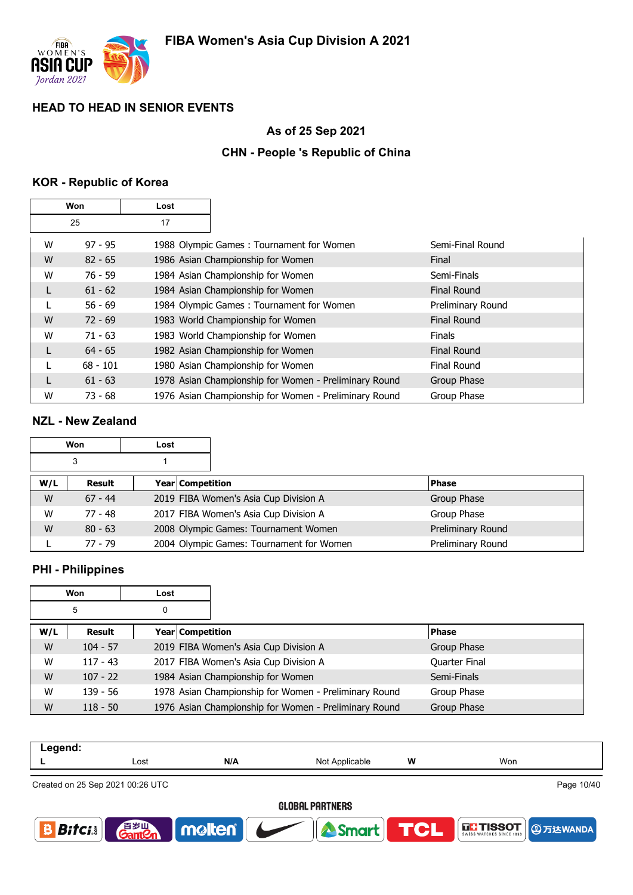# FIBA Women's Asia Cup Division A 2021

## HEAD TO HEAD IN SENIOR EVENTS

### As of 25 Sep 2021

### CHN - People 's Republic of China

### KOR - Republic of Korea

| Won | Lost |
|---|---|
| 25 | 17 |

| W/L | Result | Year Competition | Phase |
|---|---|---|---|
| W | 97 - 95 | 1988 Olympic Games : Tournament for Women | Semi-Final Round |
| W | 82 - 65 | 1986 Asian Championship for Women | Final |
| W | 76 - 59 | 1984 Asian Championship for Women | Semi-Finals |
| L | 61 - 62 | 1984 Asian Championship for Women | Final Round |
| L | 56 - 69 | 1984 Olympic Games : Tournament for Women | Preliminary Round |
| W | 72 - 69 | 1983 World Championship for Women | Final Round |
| W | 71 - 63 | 1983 World Championship for Women | Finals |
| L | 64 - 65 | 1982 Asian Championship for Women | Final Round |
| L | 68 - 101 | 1980 Asian Championship for Women | Final Round |
| L | 61 - 63 | 1978 Asian Championship for Women - Preliminary Round | Group Phase |
| W | 73 - 68 | 1976 Asian Championship for Women - Preliminary Round | Group Phase |

### NZL - New Zealand

| Won | Lost |
|---|---|
| 3 | 1 |

| W/L | Result | Year Competition | Phase |
|---|---|---|---|
| W | 67 - 44 | 2019 FIBA Women's Asia Cup Division A | Group Phase |
| W | 77 - 48 | 2017 FIBA Women's Asia Cup Division A | Group Phase |
| W | 80 - 63 | 2008 Olympic Games: Tournament Women | Preliminary Round |
| L | 77 - 79 | 2004 Olympic Games: Tournament for Women | Preliminary Round |

### PHI - Philippines

| Won | Lost |
|---|---|
| 5 | 0 |

| W/L | Result | Year Competition | Phase |
|---|---|---|---|
| W | 104 - 57 | 2019 FIBA Women's Asia Cup Division A | Group Phase |
| W | 117 - 43 | 2017 FIBA Women's Asia Cup Division A | Quarter Final |
| W | 107 - 22 | 1984 Asian Championship for Women | Semi-Finals |
| W | 139 - 56 | 1978 Asian Championship for Women - Preliminary Round | Group Phase |
| W | 118 - 50 | 1976 Asian Championship for Women - Preliminary Round | Group Phase |

**Legend:**

| L | Lost | N/A | Not Applicable | W | Won |
|---|---|---|---|---|---|

Created on 25 Sep 2021 00:26 UTC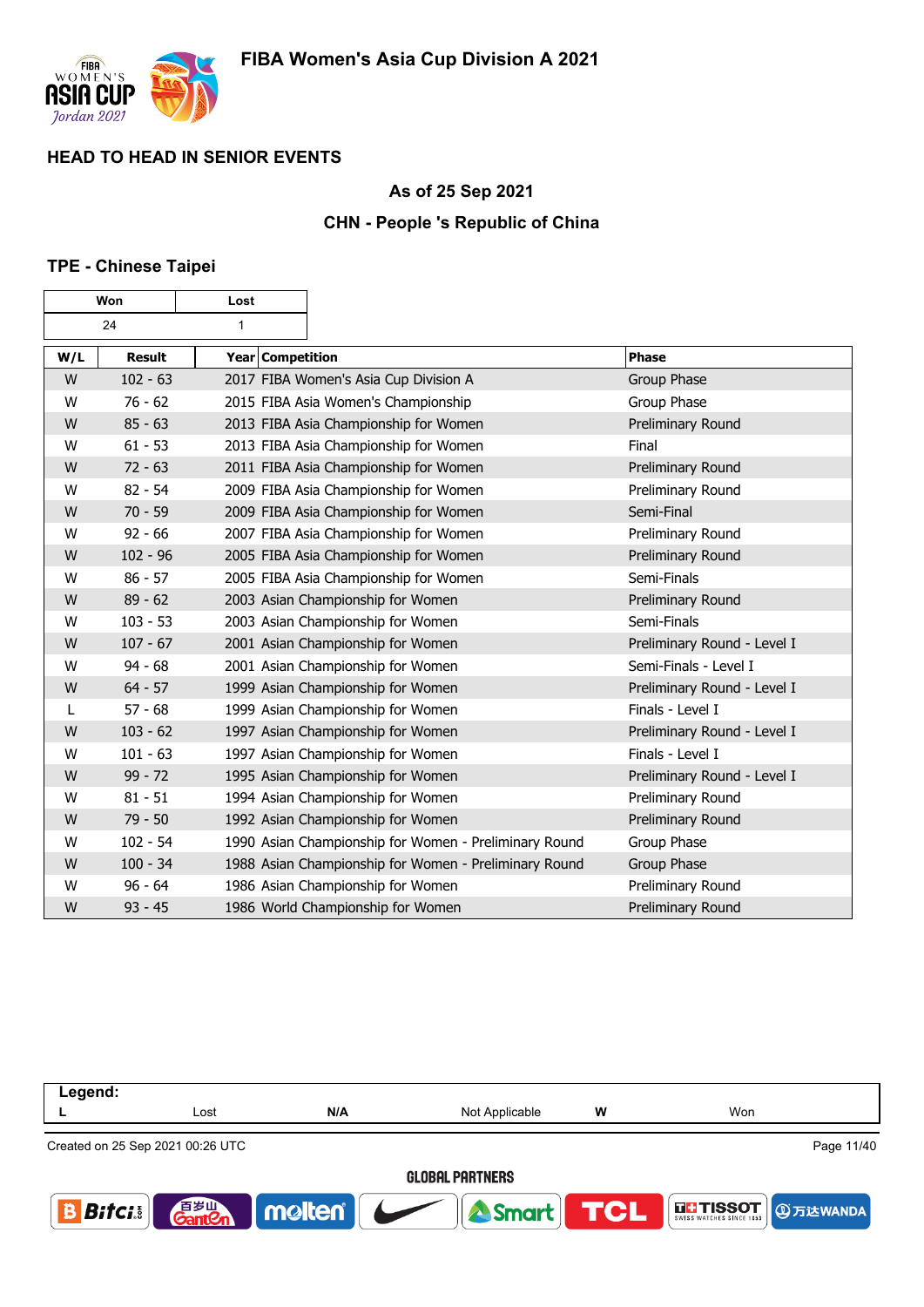# FIBA Women's Asia Cup Division A 2021

## HEAD TO HEAD IN SENIOR EVENTS

### As of 25 Sep 2021

### CHN - People 's Republic of China

### TPE - Chinese Taipei

| Won | Lost |
|---|---|
| 24 | 1 |

| W/L | Result | Year | Competition | Phase |
|---|---|---|---|---|
| W | 102 - 63 | 2017 | FIBA Women's Asia Cup Division A | Group Phase |
| W | 76 - 62 | 2015 | FIBA Asia Women's Championship | Group Phase |
| W | 85 - 63 | 2013 | FIBA Asia Championship for Women | Preliminary Round |
| W | 61 - 53 | 2013 | FIBA Asia Championship for Women | Final |
| W | 72 - 63 | 2011 | FIBA Asia Championship for Women | Preliminary Round |
| W | 82 - 54 | 2009 | FIBA Asia Championship for Women | Preliminary Round |
| W | 70 - 59 | 2009 | FIBA Asia Championship for Women | Semi-Final |
| W | 92 - 66 | 2007 | FIBA Asia Championship for Women | Preliminary Round |
| W | 102 - 96 | 2005 | FIBA Asia Championship for Women | Preliminary Round |
| W | 86 - 57 | 2005 | FIBA Asia Championship for Women | Semi-Finals |
| W | 89 - 62 | 2003 | Asian Championship for Women | Preliminary Round |
| W | 103 - 53 | 2003 | Asian Championship for Women | Semi-Finals |
| W | 107 - 67 | 2001 | Asian Championship for Women | Preliminary Round - Level I |
| W | 94 - 68 | 2001 | Asian Championship for Women | Semi-Finals - Level I |
| W | 64 - 57 | 1999 | Asian Championship for Women | Preliminary Round - Level I |
| L | 57 - 68 | 1999 | Asian Championship for Women | Finals - Level I |
| W | 103 - 62 | 1997 | Asian Championship for Women | Preliminary Round - Level I |
| W | 101 - 63 | 1997 | Asian Championship for Women | Finals - Level I |
| W | 99 - 72 | 1995 | Asian Championship for Women | Preliminary Round - Level I |
| W | 81 - 51 | 1994 | Asian Championship for Women | Preliminary Round |
| W | 79 - 50 | 1992 | Asian Championship for Women | Preliminary Round |
| W | 102 - 54 | 1990 | Asian Championship for Women - Preliminary Round | Group Phase |
| W | 100 - 34 | 1988 | Asian Championship for Women - Preliminary Round | Group Phase |
| W | 96 - 64 | 1986 | Asian Championship for Women | Preliminary Round |
| W | 93 - 45 | 1986 | World Championship for Women | Preliminary Round |

**Legend:**

| L | Lost | N/A | Not Applicable | W | Won |
|---|---|---|---|---|---|

Created on 25 Sep 2021 00:26 UTC

GLOBAL PARTNERS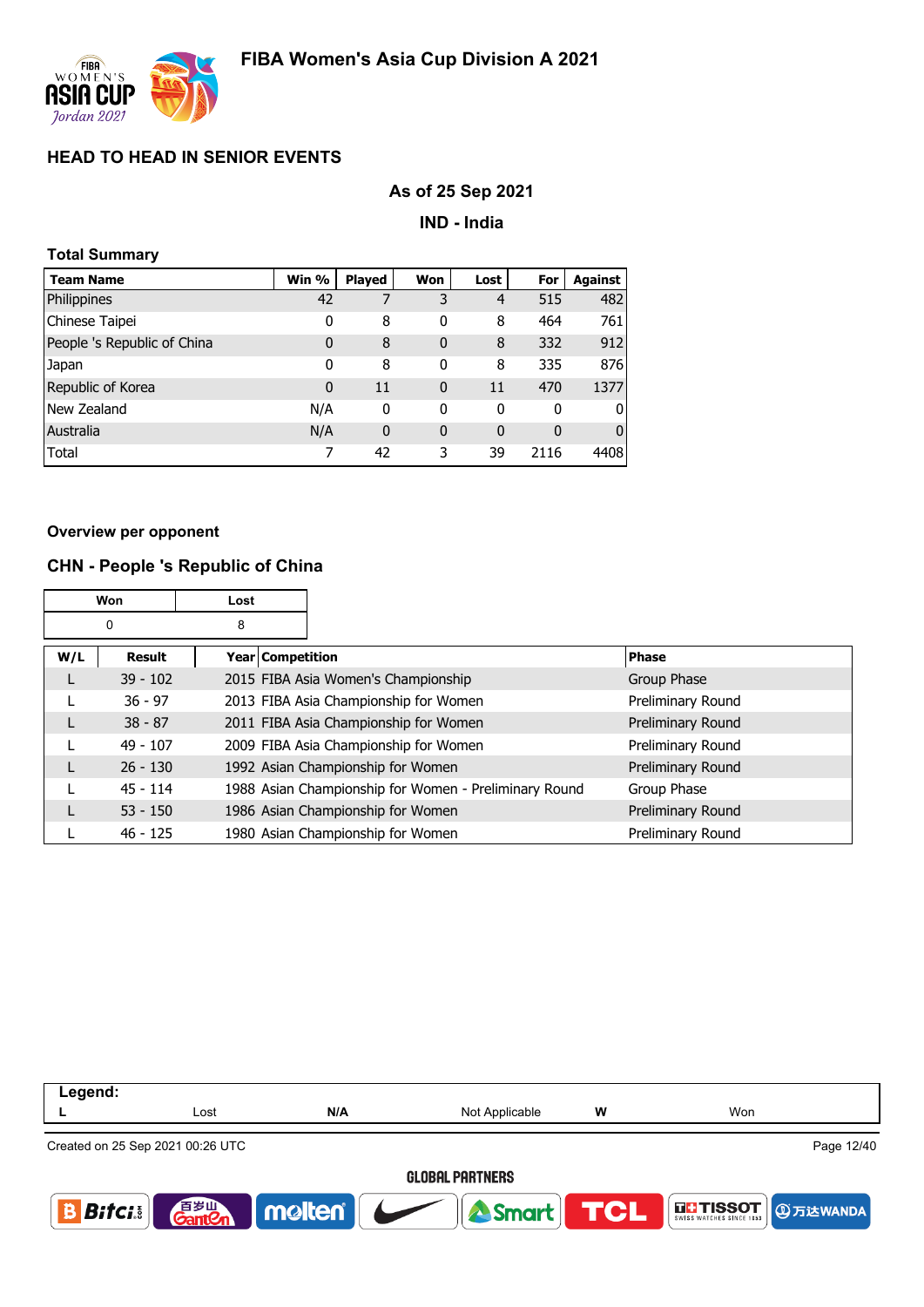# FIBA Women's Asia Cup Division A 2021

## HEAD TO HEAD IN SENIOR EVENTS

### As of 25 Sep 2021

### IND - India

**Total Summary**

| Team Name | Win % | Played | Won | Lost | For | Against |
|---|---|---|---|---|---|---|
| Philippines | 42 | 7 | 3 | 4 | 515 | 482 |
| Chinese Taipei | 0 | 8 | 0 | 8 | 464 | 761 |
| People 's Republic of China | 0 | 8 | 0 | 8 | 332 | 912 |
| Japan | 0 | 8 | 0 | 8 | 335 | 876 |
| Republic of Korea | 0 | 11 | 0 | 11 | 470 | 1377 |
| New Zealand | N/A | 0 | 0 | 0 | 0 | 0 |
| Australia | N/A | 0 | 0 | 0 | 0 | 0 |
| Total | 7 | 42 | 3 | 39 | 2116 | 4408 |

**Overview per opponent**

### CHN - People 's Republic of China

| Won | Lost |
|---|---|
| 0 | 8 |

| W/L | Result | Year | Competition | Phase |
|---|---|---|---|---|
| L | 39 - 102 | 2015 | FIBA Asia Women's Championship | Group Phase |
| L | 36 - 97 | 2013 | FIBA Asia Championship for Women | Preliminary Round |
| L | 38 - 87 | 2011 | FIBA Asia Championship for Women | Preliminary Round |
| L | 49 - 107 | 2009 | FIBA Asia Championship for Women | Preliminary Round |
| L | 26 - 130 | 1992 | Asian Championship for Women | Preliminary Round |
| L | 45 - 114 | 1988 | Asian Championship for Women - Preliminary Round | Group Phase |
| L | 53 - 150 | 1986 | Asian Championship for Women | Preliminary Round |
| L | 46 - 125 | 1980 | Asian Championship for Women | Preliminary Round |

**Legend:**

| L | Lost | N/A | Not Applicable | W | Won |
|---|---|---|---|---|---|

Created on 25 Sep 2021 00:26 UTC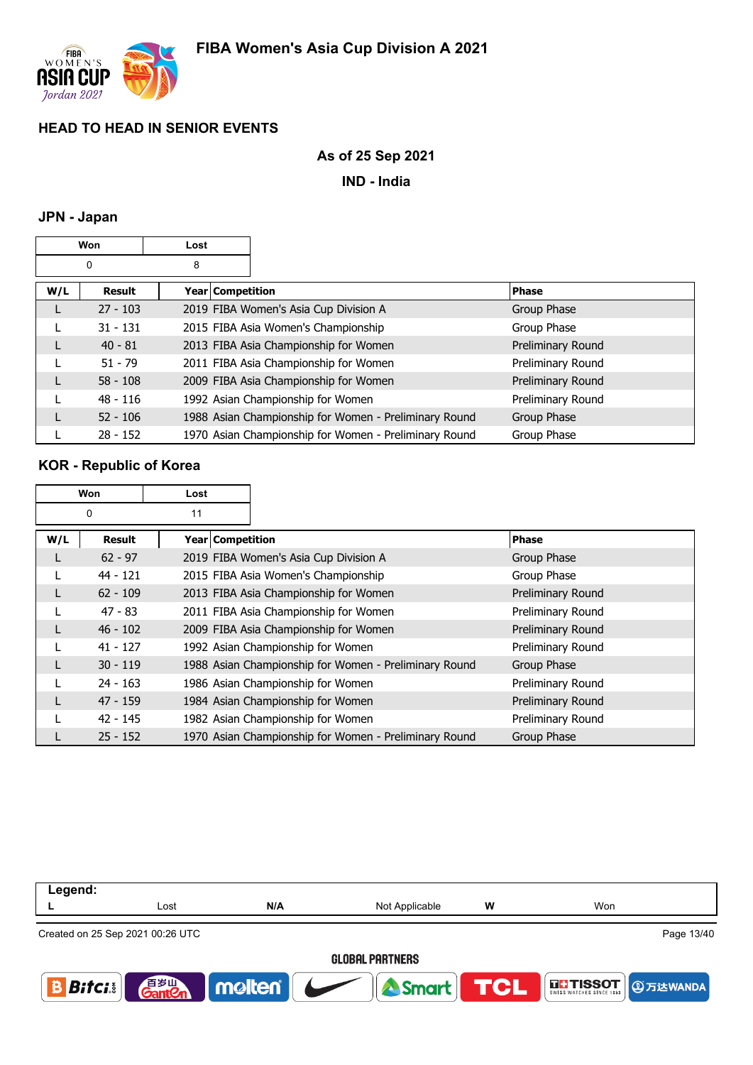## FIBA Women's Asia Cup Division A 2021

## HEAD TO HEAD IN SENIOR EVENTS

**As of 25 Sep 2021**

**IND - India**

### JPN - Japan

| Won | Lost |
|---|---|
| 0 | 8 |

| W/L | Result | Year Competition | Phase |
|---|---|---|---|
| L | 27 - 103 | 2019 FIBA Women's Asia Cup Division A | Group Phase |
| L | 31 - 131 | 2015 FIBA Asia Women's Championship | Group Phase |
| L | 40 - 81 | 2013 FIBA Asia Championship for Women | Preliminary Round |
| L | 51 - 79 | 2011 FIBA Asia Championship for Women | Preliminary Round |
| L | 58 - 108 | 2009 FIBA Asia Championship for Women | Preliminary Round |
| L | 48 - 116 | 1992 Asian Championship for Women | Preliminary Round |
| L | 52 - 106 | 1988 Asian Championship for Women - Preliminary Round | Group Phase |
| L | 28 - 152 | 1970 Asian Championship for Women - Preliminary Round | Group Phase |

### KOR - Republic of Korea

| Won | Lost |
|---|---|
| 0 | 11 |

| W/L | Result | Year Competition | Phase |
|---|---|---|---|
| L | 62 - 97 | 2019 FIBA Women's Asia Cup Division A | Group Phase |
| L | 44 - 121 | 2015 FIBA Asia Women's Championship | Group Phase |
| L | 62 - 109 | 2013 FIBA Asia Championship for Women | Preliminary Round |
| L | 47 - 83 | 2011 FIBA Asia Championship for Women | Preliminary Round |
| L | 46 - 102 | 2009 FIBA Asia Championship for Women | Preliminary Round |
| L | 41 - 127 | 1992 Asian Championship for Women | Preliminary Round |
| L | 30 - 119 | 1988 Asian Championship for Women - Preliminary Round | Group Phase |
| L | 24 - 163 | 1986 Asian Championship for Women | Preliminary Round |
| L | 47 - 159 | 1984 Asian Championship for Women | Preliminary Round |
| L | 42 - 145 | 1982 Asian Championship for Women | Preliminary Round |
| L | 25 - 152 | 1970 Asian Championship for Women - Preliminary Round | Group Phase |

| Legend: | | | | | |
|---|---|---|---|---|---|
| L | Lost | N/A | Not Applicable | W | Won |

Created on 25 Sep 2021 00:26 UTC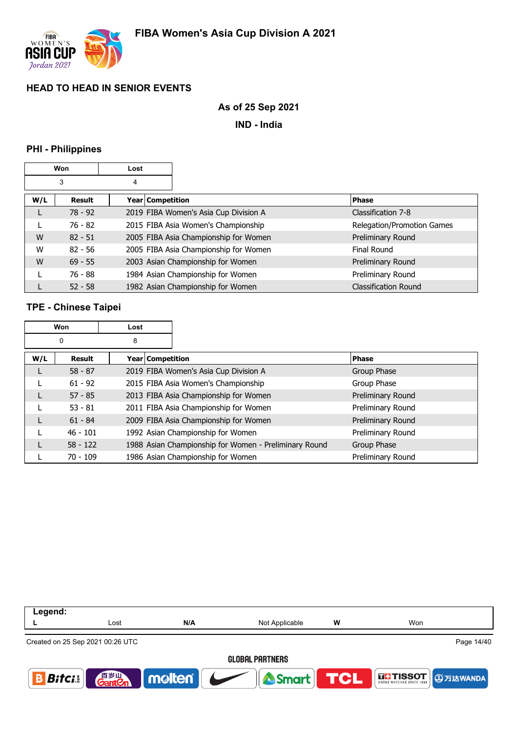## HEAD TO HEAD IN SENIOR EVENTS

**As of 25 Sep 2021**

**IND - India**

### PHI - Philippines

| Won | Lost |
|---|---|
| 3 | 4 |

| W/L | Result | Year | Competition | Phase |
|---|---|---|---|---|
| L | 78 - 92 | 2019 | FIBA Women's Asia Cup Division A | Classification 7-8 |
| L | 76 - 82 | 2015 | FIBA Asia Women's Championship | Relegation/Promotion Games |
| W | 82 - 51 | 2005 | FIBA Asia Championship for Women | Preliminary Round |
| W | 82 - 56 | 2005 | FIBA Asia Championship for Women | Final Round |
| W | 69 - 55 | 2003 | Asian Championship for Women | Preliminary Round |
| L | 76 - 88 | 1984 | Asian Championship for Women | Preliminary Round |
| L | 52 - 58 | 1982 | Asian Championship for Women | Classification Round |

### TPE - Chinese Taipei

| Won | Lost |
|---|---|
| 0 | 8 |

| W/L | Result | Year | Competition | Phase |
|---|---|---|---|---|
| L | 58 - 87 | 2019 | FIBA Women's Asia Cup Division A | Group Phase |
| L | 61 - 92 | 2015 | FIBA Asia Women's Championship | Group Phase |
| L | 57 - 85 | 2013 | FIBA Asia Championship for Women | Preliminary Round |
| L | 53 - 81 | 2011 | FIBA Asia Championship for Women | Preliminary Round |
| L | 61 - 84 | 2009 | FIBA Asia Championship for Women | Preliminary Round |
| L | 46 - 101 | 1992 | Asian Championship for Women | Preliminary Round |
| L | 58 - 122 | 1988 | Asian Championship for Women - Preliminary Round | Group Phase |
| L | 70 - 109 | 1986 | Asian Championship for Women | Preliminary Round |

**Legend:**

| L | Lost | N/A | Not Applicable | W | Won |
|---|---|---|---|---|---|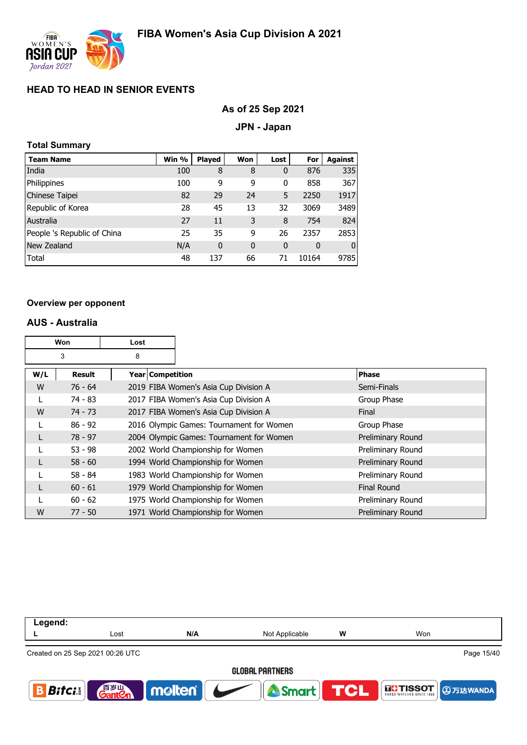# FIBA Women's Asia Cup Division A 2021

## HEAD TO HEAD IN SENIOR EVENTS

### As of 25 Sep 2021

### JPN - Japan

**Total Summary**

| Team Name | Win % | Played | Won | Lost | For | Against |
|---|---|---|---|---|---|---|
| India | 100 | 8 | 8 | 0 | 876 | 335 |
| Philippines | 100 | 9 | 9 | 0 | 858 | 367 |
| Chinese Taipei | 82 | 29 | 24 | 5 | 2250 | 1917 |
| Republic of Korea | 28 | 45 | 13 | 32 | 3069 | 3489 |
| Australia | 27 | 11 | 3 | 8 | 754 | 824 |
| People 's Republic of China | 25 | 35 | 9 | 26 | 2357 | 2853 |
| New Zealand | N/A | 0 | 0 | 0 | 0 | 0 |
| Total | 48 | 137 | 66 | 71 | 10164 | 9785 |

**Overview per opponent**

### AUS - Australia

| Won | Lost |
|---|---|
| 3 | 8 |

| W/L | Result | Year | Competition | Phase |
|---|---|---|---|---|
| W | 76 - 64 | 2019 | FIBA Women's Asia Cup Division A | Semi-Finals |
| L | 74 - 83 | 2017 | FIBA Women's Asia Cup Division A | Group Phase |
| W | 74 - 73 | 2017 | FIBA Women's Asia Cup Division A | Final |
| L | 86 - 92 | 2016 | Olympic Games: Tournament for Women | Group Phase |
| L | 78 - 97 | 2004 | Olympic Games: Tournament for Women | Preliminary Round |
| L | 53 - 98 | 2002 | World Championship for Women | Preliminary Round |
| L | 58 - 60 | 1994 | World Championship for Women | Preliminary Round |
| L | 58 - 84 | 1983 | World Championship for Women | Preliminary Round |
| L | 60 - 61 | 1979 | World Championship for Women | Final Round |
| L | 60 - 62 | 1975 | World Championship for Women | Preliminary Round |
| W | 77 - 50 | 1971 | World Championship for Women | Preliminary Round |

**Legend:**

| | | | | | |
|---|---|---|---|---|---|
| L | Lost | N/A | Not Applicable | W | Won |

Created on 25 Sep 2021 00:26 UTC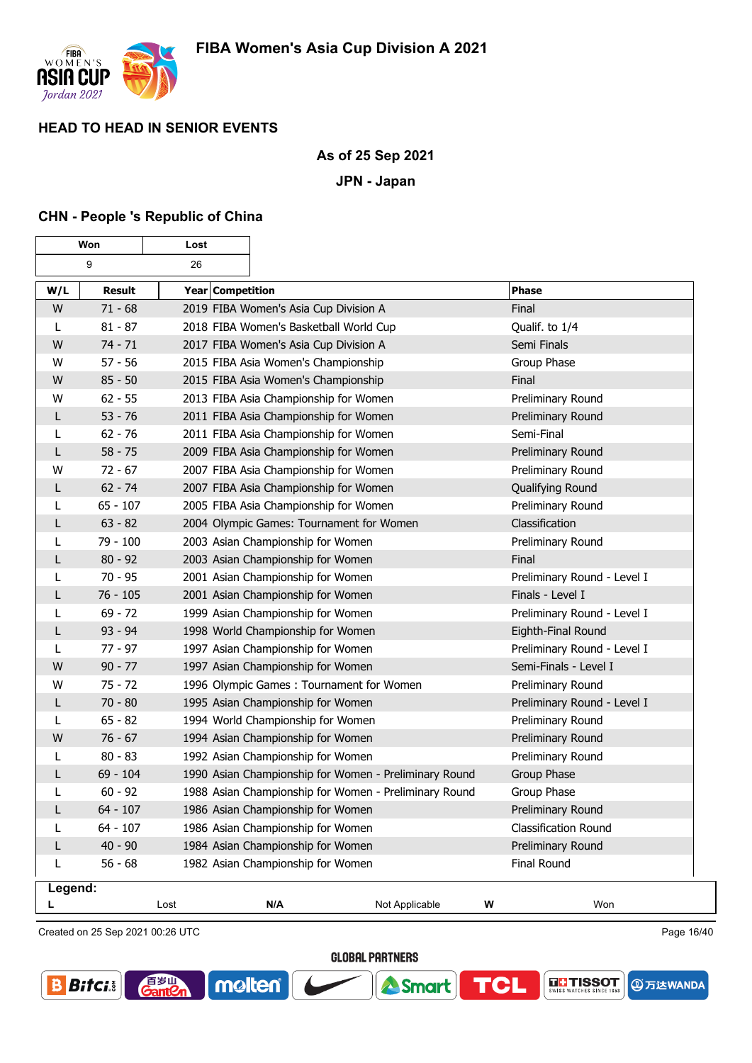# FIBA Women's Asia Cup Division A 2021

## HEAD TO HEAD IN SENIOR EVENTS

**As of 25 Sep 2021**

**JPN - Japan**

### CHN - People 's Republic of China

| Won | Lost |
|---|---|
| 9 | 26 |

| W/L | Result | Year | Competition | Phase |
|---|---|---|---|---|
| W | 71 - 68 | 2019 | FIBA Women's Asia Cup Division A | Final |
| L | 81 - 87 | 2018 | FIBA Women's Basketball World Cup | Qualif. to 1/4 |
| W | 74 - 71 | 2017 | FIBA Women's Asia Cup Division A | Semi Finals |
| W | 57 - 56 | 2015 | FIBA Asia Women's Championship | Group Phase |
| W | 85 - 50 | 2015 | FIBA Asia Women's Championship | Final |
| W | 62 - 55 | 2013 | FIBA Asia Championship for Women | Preliminary Round |
| L | 53 - 76 | 2011 | FIBA Asia Championship for Women | Preliminary Round |
| L | 62 - 76 | 2011 | FIBA Asia Championship for Women | Semi-Final |
| L | 58 - 75 | 2009 | FIBA Asia Championship for Women | Preliminary Round |
| W | 72 - 67 | 2007 | FIBA Asia Championship for Women | Preliminary Round |
| L | 62 - 74 | 2007 | FIBA Asia Championship for Women | Qualifying Round |
| L | 65 - 107 | 2005 | FIBA Asia Championship for Women | Preliminary Round |
| L | 63 - 82 | 2004 | Olympic Games: Tournament for Women | Classification |
| L | 79 - 100 | 2003 | Asian Championship for Women | Preliminary Round |
| L | 80 - 92 | 2003 | Asian Championship for Women | Final |
| L | 70 - 95 | 2001 | Asian Championship for Women | Preliminary Round - Level I |
| L | 76 - 105 | 2001 | Asian Championship for Women | Finals - Level I |
| L | 69 - 72 | 1999 | Asian Championship for Women | Preliminary Round - Level I |
| L | 93 - 94 | 1998 | World Championship for Women | Eighth-Final Round |
| L | 77 - 97 | 1997 | Asian Championship for Women | Preliminary Round - Level I |
| W | 90 - 77 | 1997 | Asian Championship for Women | Semi-Finals - Level I |
| W | 75 - 72 | 1996 | Olympic Games : Tournament for Women | Preliminary Round |
| L | 70 - 80 | 1995 | Asian Championship for Women | Preliminary Round - Level I |
| L | 65 - 82 | 1994 | World Championship for Women | Preliminary Round |
| W | 76 - 67 | 1994 | Asian Championship for Women | Preliminary Round |
| L | 80 - 83 | 1992 | Asian Championship for Women | Preliminary Round |
| L | 69 - 104 | 1990 | Asian Championship for Women - Preliminary Round | Group Phase |
| L | 60 - 92 | 1988 | Asian Championship for Women - Preliminary Round | Group Phase |
| L | 64 - 107 | 1986 | Asian Championship for Women | Preliminary Round |
| L | 64 - 107 | 1986 | Asian Championship for Women | Classification Round |
| L | 40 - 90 | 1984 | Asian Championship for Women | Preliminary Round |
| L | 56 - 68 | 1982 | Asian Championship for Women | Final Round |

**Legend:**

| | | | | | |
|---|---|---|---|---|---|
| **L** | Lost | **N/A** | Not Applicable | **W** | Won |

Created on 25 Sep 2021 00:26 UTC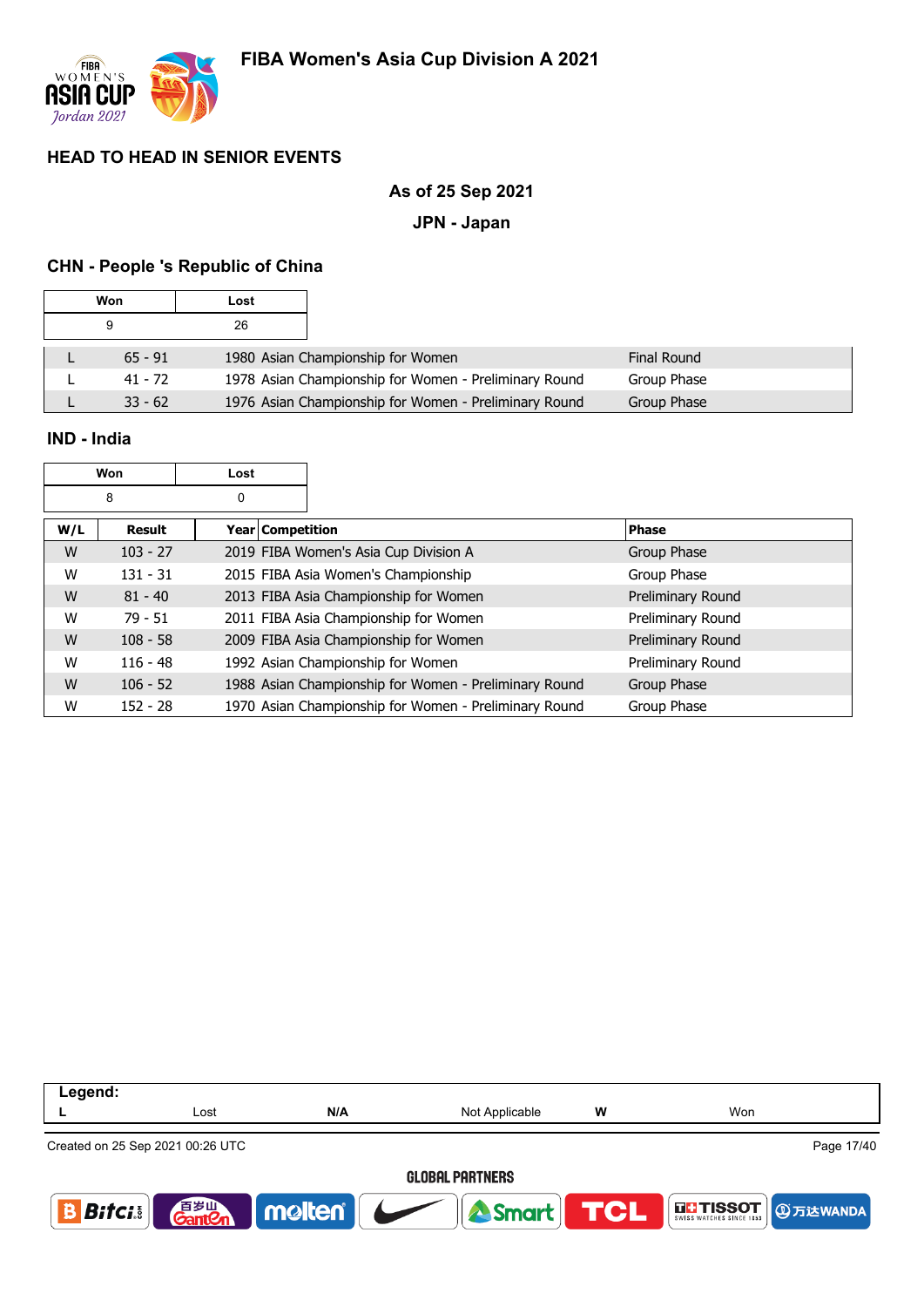## HEAD TO HEAD IN SENIOR EVENTS

**As of 25 Sep 2021**

**JPN - Japan**

### CHN - People 's Republic of China

| Won | Lost |
|---|---|
| 9 | 26 |

| W/L | Result | Year | Competition | Phase |
|---|---|---|---|---|
| L | 65 - 91 | 1980 | Asian Championship for Women | Final Round |
| L | 41 - 72 | 1978 | Asian Championship for Women - Preliminary Round | Group Phase |
| L | 33 - 62 | 1976 | Asian Championship for Women - Preliminary Round | Group Phase |

### IND - India

| Won | Lost |
|---|---|
| 8 | 0 |

| W/L | Result | Year | Competition | Phase |
|---|---|---|---|---|
| W | 103 - 27 | 2019 | FIBA Women's Asia Cup Division A | Group Phase |
| W | 131 - 31 | 2015 | FIBA Asia Women's Championship | Group Phase |
| W | 81 - 40 | 2013 | FIBA Asia Championship for Women | Preliminary Round |
| W | 79 - 51 | 2011 | FIBA Asia Championship for Women | Preliminary Round |
| W | 108 - 58 | 2009 | FIBA Asia Championship for Women | Preliminary Round |
| W | 116 - 48 | 1992 | Asian Championship for Women | Preliminary Round |
| W | 106 - 52 | 1988 | Asian Championship for Women - Preliminary Round | Group Phase |
| W | 152 - 28 | 1970 | Asian Championship for Women - Preliminary Round | Group Phase |

**Legend:**

| L | Lost | N/A | Not Applicable | W | Won |
|---|---|---|---|---|---|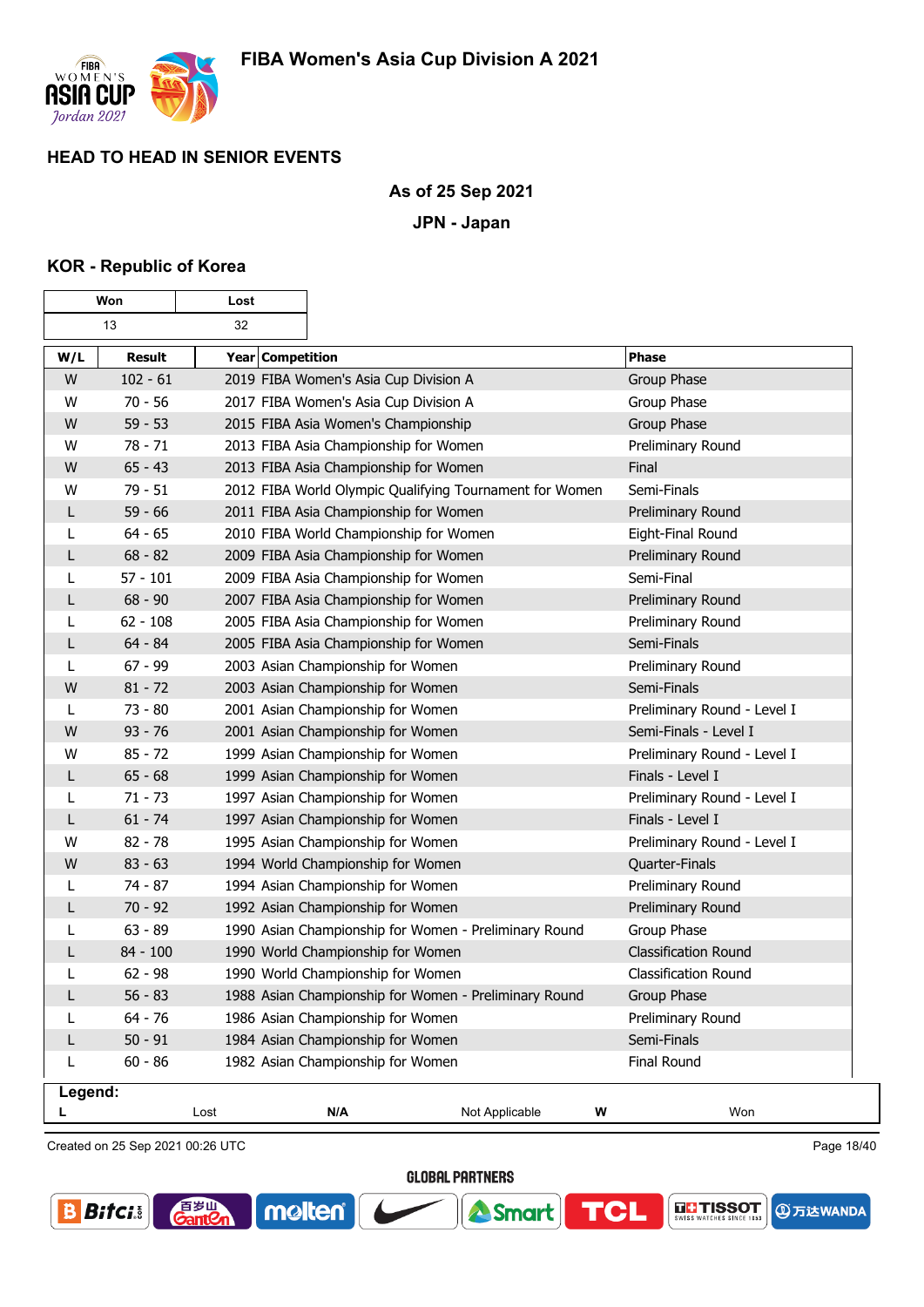## FIBA Women's Asia Cup Division A 2021

### HEAD TO HEAD IN SENIOR EVENTS

**As of 25 Sep 2021**

**JPN - Japan**

### KOR - Republic of Korea

| Won | Lost |
|---|---|
| 13 | 32 |

| W/L | Result | Year Competition | Phase |
|---|---|---|---|
| W | 102 - 61 | 2019 FIBA Women's Asia Cup Division A | Group Phase |
| W | 70 - 56 | 2017 FIBA Women's Asia Cup Division A | Group Phase |
| W | 59 - 53 | 2015 FIBA Asia Women's Championship | Group Phase |
| W | 78 - 71 | 2013 FIBA Asia Championship for Women | Preliminary Round |
| W | 65 - 43 | 2013 FIBA Asia Championship for Women | Final |
| W | 79 - 51 | 2012 FIBA World Olympic Qualifying Tournament for Women | Semi-Finals |
| L | 59 - 66 | 2011 FIBA Asia Championship for Women | Preliminary Round |
| L | 64 - 65 | 2010 FIBA World Championship for Women | Eight-Final Round |
| L | 68 - 82 | 2009 FIBA Asia Championship for Women | Preliminary Round |
| L | 57 - 101 | 2009 FIBA Asia Championship for Women | Semi-Final |
| L | 68 - 90 | 2007 FIBA Asia Championship for Women | Preliminary Round |
| L | 62 - 108 | 2005 FIBA Asia Championship for Women | Preliminary Round |
| L | 64 - 84 | 2005 FIBA Asia Championship for Women | Semi-Finals |
| L | 67 - 99 | 2003 Asian Championship for Women | Preliminary Round |
| W | 81 - 72 | 2003 Asian Championship for Women | Semi-Finals |
| L | 73 - 80 | 2001 Asian Championship for Women | Preliminary Round - Level I |
| W | 93 - 76 | 2001 Asian Championship for Women | Semi-Finals - Level I |
| W | 85 - 72 | 1999 Asian Championship for Women | Preliminary Round - Level I |
| L | 65 - 68 | 1999 Asian Championship for Women | Finals - Level I |
| L | 71 - 73 | 1997 Asian Championship for Women | Preliminary Round - Level I |
| L | 61 - 74 | 1997 Asian Championship for Women | Finals - Level I |
| W | 82 - 78 | 1995 Asian Championship for Women | Preliminary Round - Level I |
| W | 83 - 63 | 1994 World Championship for Women | Quarter-Finals |
| L | 74 - 87 | 1994 Asian Championship for Women | Preliminary Round |
| L | 70 - 92 | 1992 Asian Championship for Women | Preliminary Round |
| L | 63 - 89 | 1990 Asian Championship for Women - Preliminary Round | Group Phase |
| L | 84 - 100 | 1990 World Championship for Women | Classification Round |
| L | 62 - 98 | 1990 World Championship for Women | Classification Round |
| L | 56 - 83 | 1988 Asian Championship for Women - Preliminary Round | Group Phase |
| L | 64 - 76 | 1986 Asian Championship for Women | Preliminary Round |
| L | 50 - 91 | 1984 Asian Championship for Women | Semi-Finals |
| L | 60 - 86 | 1982 Asian Championship for Women | Final Round |

**Legend:**

| | | | | | |
|---|---|---|---|---|---|
| **L** | Lost | **N/A** | Not Applicable | **W** | Won |

Created on 25 Sep 2021 00:26 UTC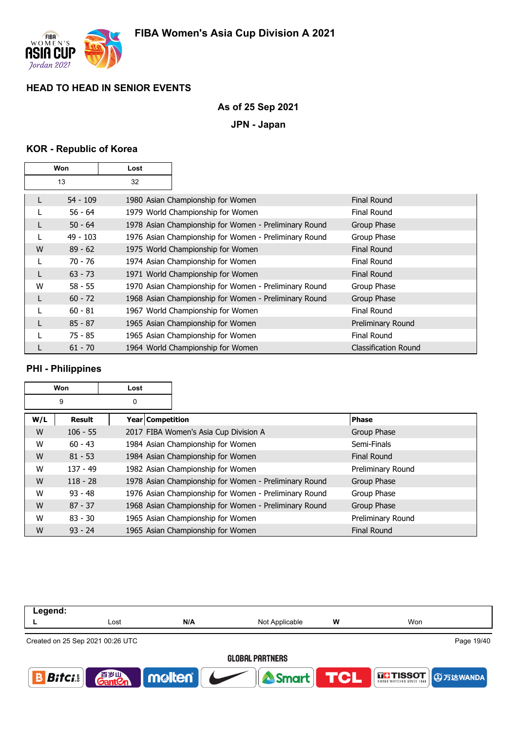## HEAD TO HEAD IN SENIOR EVENTS

**As of 25 Sep 2021**

**JPN - Japan**

### KOR - Republic of Korea

| Won | Lost |
|---|---|
| 13 | 32 |

| W/L | Result | Year Competition | Phase |
|---|---|---|---|
| L | 54 - 109 | 1980 Asian Championship for Women | Final Round |
| L | 56 - 64 | 1979 World Championship for Women | Final Round |
| L | 50 - 64 | 1978 Asian Championship for Women - Preliminary Round | Group Phase |
| L | 49 - 103 | 1976 Asian Championship for Women - Preliminary Round | Group Phase |
| W | 89 - 62 | 1975 World Championship for Women | Final Round |
| L | 70 - 76 | 1974 Asian Championship for Women | Final Round |
| L | 63 - 73 | 1971 World Championship for Women | Final Round |
| W | 58 - 55 | 1970 Asian Championship for Women - Preliminary Round | Group Phase |
| L | 60 - 72 | 1968 Asian Championship for Women - Preliminary Round | Group Phase |
| L | 60 - 81 | 1967 World Championship for Women | Final Round |
| L | 85 - 87 | 1965 Asian Championship for Women | Preliminary Round |
| L | 75 - 85 | 1965 Asian Championship for Women | Final Round |
| L | 61 - 70 | 1964 World Championship for Women | Classification Round |

### PHI - Philippines

| Won | Lost |
|---|---|
| 9 | 0 |

| W/L | Result | Year Competition | Phase |
|---|---|---|---|
| W | 106 - 55 | 2017 FIBA Women's Asia Cup Division A | Group Phase |
| W | 60 - 43 | 1984 Asian Championship for Women | Semi-Finals |
| W | 81 - 53 | 1984 Asian Championship for Women | Final Round |
| W | 137 - 49 | 1982 Asian Championship for Women | Preliminary Round |
| W | 118 - 28 | 1978 Asian Championship for Women - Preliminary Round | Group Phase |
| W | 93 - 48 | 1976 Asian Championship for Women - Preliminary Round | Group Phase |
| W | 87 - 37 | 1968 Asian Championship for Women - Preliminary Round | Group Phase |
| W | 83 - 30 | 1965 Asian Championship for Women | Preliminary Round |
| W | 93 - 24 | 1965 Asian Championship for Women | Final Round |

**Legend:**

| L | Lost | N/A | Not Applicable | W | Won |
|---|---|---|---|---|---|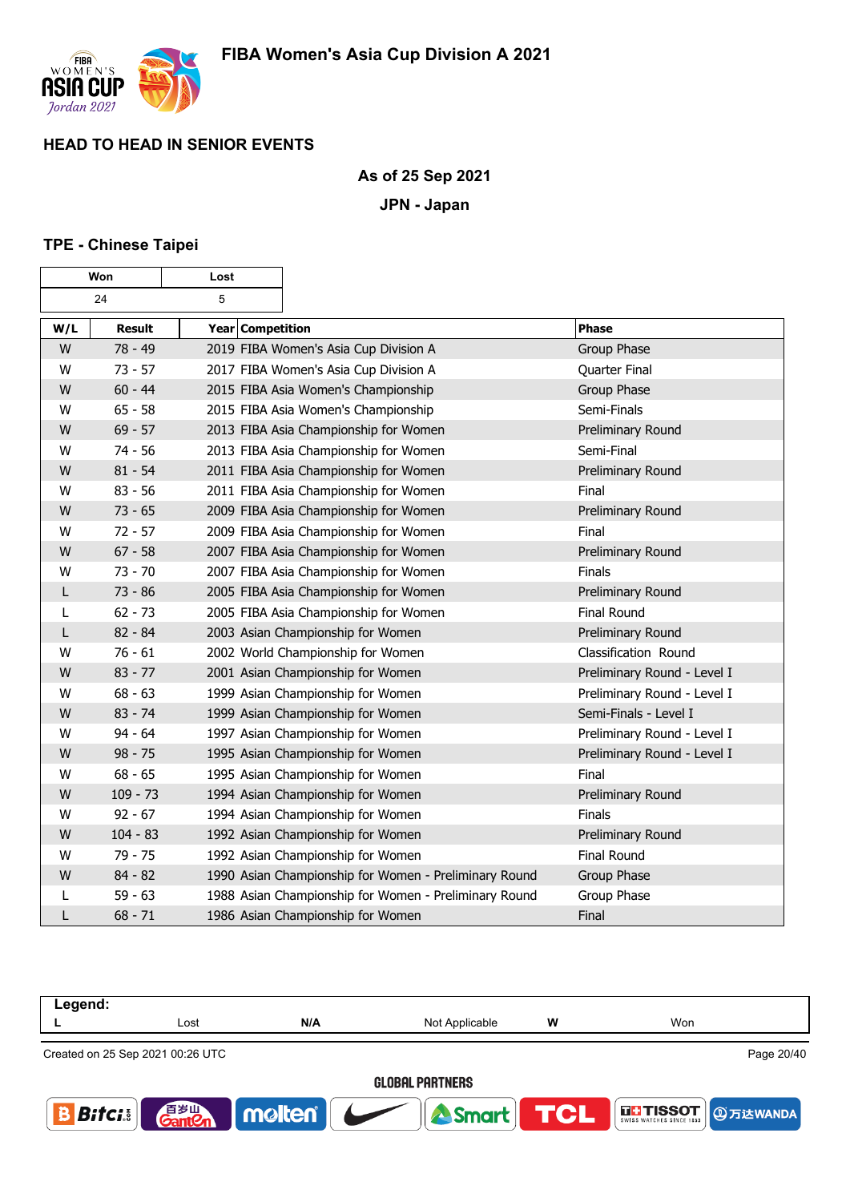# FIBA Women's Asia Cup Division A 2021

## HEAD TO HEAD IN SENIOR EVENTS

**As of 25 Sep 2021**

**JPN - Japan**

### TPE - Chinese Taipei

| Won | Lost |
|---|---|
| 24 | 5 |

| W/L | Result | Year | Competition | Phase |
|---|---|---|---|---|
| W | 78 - 49 | 2019 | FIBA Women's Asia Cup Division A | Group Phase |
| W | 73 - 57 | 2017 | FIBA Women's Asia Cup Division A | Quarter Final |
| W | 60 - 44 | 2015 | FIBA Asia Women's Championship | Group Phase |
| W | 65 - 58 | 2015 | FIBA Asia Women's Championship | Semi-Finals |
| W | 69 - 57 | 2013 | FIBA Asia Championship for Women | Preliminary Round |
| W | 74 - 56 | 2013 | FIBA Asia Championship for Women | Semi-Final |
| W | 81 - 54 | 2011 | FIBA Asia Championship for Women | Preliminary Round |
| W | 83 - 56 | 2011 | FIBA Asia Championship for Women | Final |
| W | 73 - 65 | 2009 | FIBA Asia Championship for Women | Preliminary Round |
| W | 72 - 57 | 2009 | FIBA Asia Championship for Women | Final |
| W | 67 - 58 | 2007 | FIBA Asia Championship for Women | Preliminary Round |
| W | 73 - 70 | 2007 | FIBA Asia Championship for Women | Finals |
| L | 73 - 86 | 2005 | FIBA Asia Championship for Women | Preliminary Round |
| L | 62 - 73 | 2005 | FIBA Asia Championship for Women | Final Round |
| L | 82 - 84 | 2003 | Asian Championship for Women | Preliminary Round |
| W | 76 - 61 | 2002 | World Championship for Women | Classification Round |
| W | 83 - 77 | 2001 | Asian Championship for Women | Preliminary Round - Level I |
| W | 68 - 63 | 1999 | Asian Championship for Women | Preliminary Round - Level I |
| W | 83 - 74 | 1999 | Asian Championship for Women | Semi-Finals - Level I |
| W | 94 - 64 | 1997 | Asian Championship for Women | Preliminary Round - Level I |
| W | 98 - 75 | 1995 | Asian Championship for Women | Preliminary Round - Level I |
| W | 68 - 65 | 1995 | Asian Championship for Women | Final |
| W | 109 - 73 | 1994 | Asian Championship for Women | Preliminary Round |
| W | 92 - 67 | 1994 | Asian Championship for Women | Finals |
| W | 104 - 83 | 1992 | Asian Championship for Women | Preliminary Round |
| W | 79 - 75 | 1992 | Asian Championship for Women | Final Round |
| W | 84 - 82 | 1990 | Asian Championship for Women - Preliminary Round | Group Phase |
| L | 59 - 63 | 1988 | Asian Championship for Women - Preliminary Round | Group Phase |
| L | 68 - 71 | 1986 | Asian Championship for Women | Final |

**Legend:**

| L | Lost | N/A | Not Applicable | W | Won |
|---|---|---|---|---|---|

Created on 25 Sep 2021 00:26 UTC

GLOBAL PARTNERS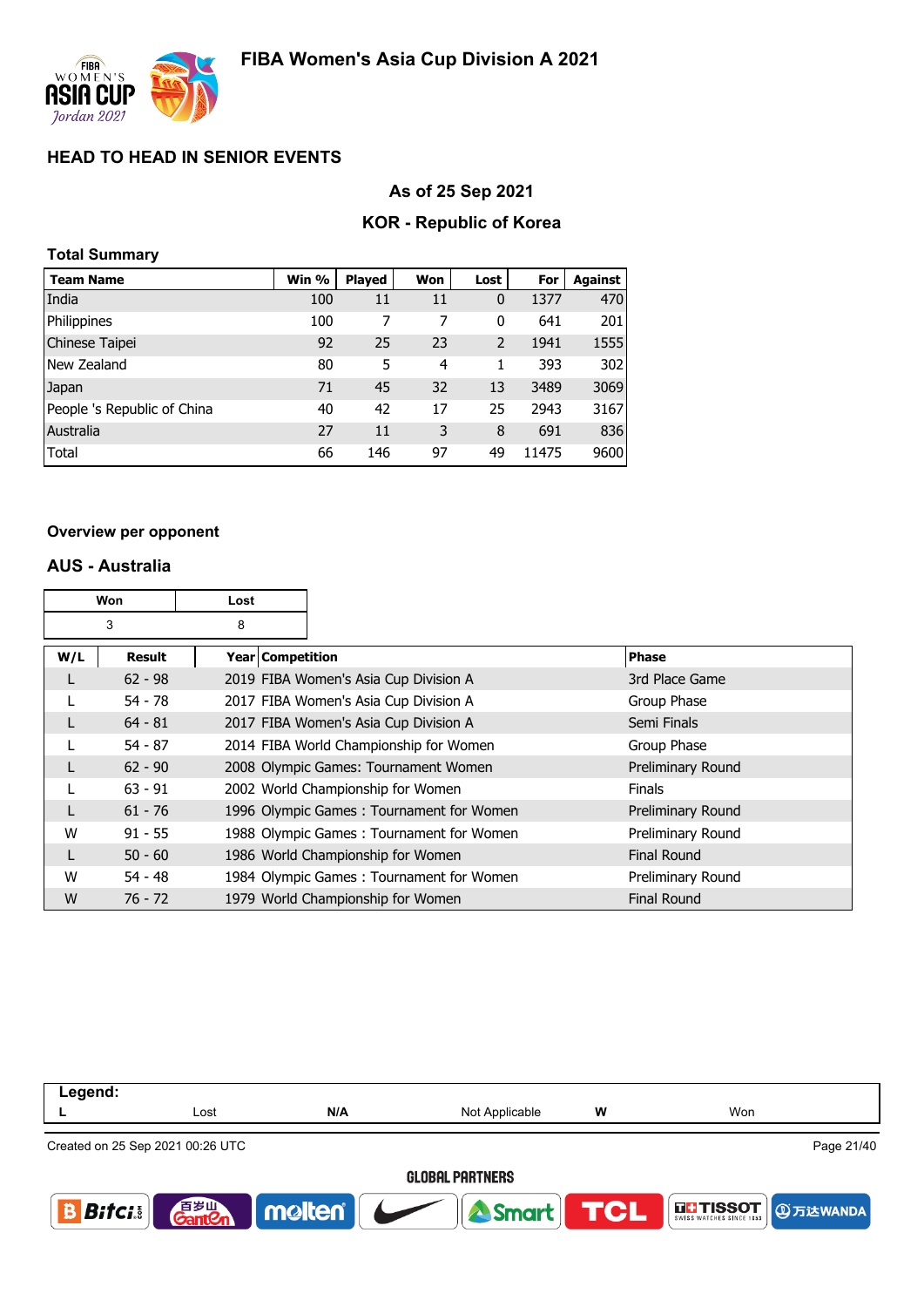# FIBA Women's Asia Cup Division A 2021

## HEAD TO HEAD IN SENIOR EVENTS

### As of 25 Sep 2021

### KOR - Republic of Korea

**Total Summary**

| Team Name | Win % | Played | Won | Lost | For | Against |
|---|---|---|---|---|---|---|
| India | 100 | 11 | 11 | 0 | 1377 | 470 |
| Philippines | 100 | 7 | 7 | 0 | 641 | 201 |
| Chinese Taipei | 92 | 25 | 23 | 2 | 1941 | 1555 |
| New Zealand | 80 | 5 | 4 | 1 | 393 | 302 |
| Japan | 71 | 45 | 32 | 13 | 3489 | 3069 |
| People 's Republic of China | 40 | 42 | 17 | 25 | 2943 | 3167 |
| Australia | 27 | 11 | 3 | 8 | 691 | 836 |
| Total | 66 | 146 | 97 | 49 | 11475 | 9600 |

**Overview per opponent**

### AUS - Australia

| Won | Lost |
|---|---|
| 3 | 8 |

| W/L | Result | Year | Competition | Phase |
|---|---|---|---|---|
| L | 62 - 98 | 2019 | FIBA Women's Asia Cup Division A | 3rd Place Game |
| L | 54 - 78 | 2017 | FIBA Women's Asia Cup Division A | Group Phase |
| L | 64 - 81 | 2017 | FIBA Women's Asia Cup Division A | Semi Finals |
| L | 54 - 87 | 2014 | FIBA World Championship for Women | Group Phase |
| L | 62 - 90 | 2008 | Olympic Games: Tournament Women | Preliminary Round |
| L | 63 - 91 | 2002 | World Championship for Women | Finals |
| L | 61 - 76 | 1996 | Olympic Games : Tournament for Women | Preliminary Round |
| W | 91 - 55 | 1988 | Olympic Games : Tournament for Women | Preliminary Round |
| L | 50 - 60 | 1986 | World Championship for Women | Final Round |
| W | 54 - 48 | 1984 | Olympic Games : Tournament for Women | Preliminary Round |
| W | 76 - 72 | 1979 | World Championship for Women | Final Round |

**Legend:**

| L | Lost | N/A | Not Applicable | W | Won |
|---|---|---|---|---|---|

Created on 25 Sep 2021 00:26 UTC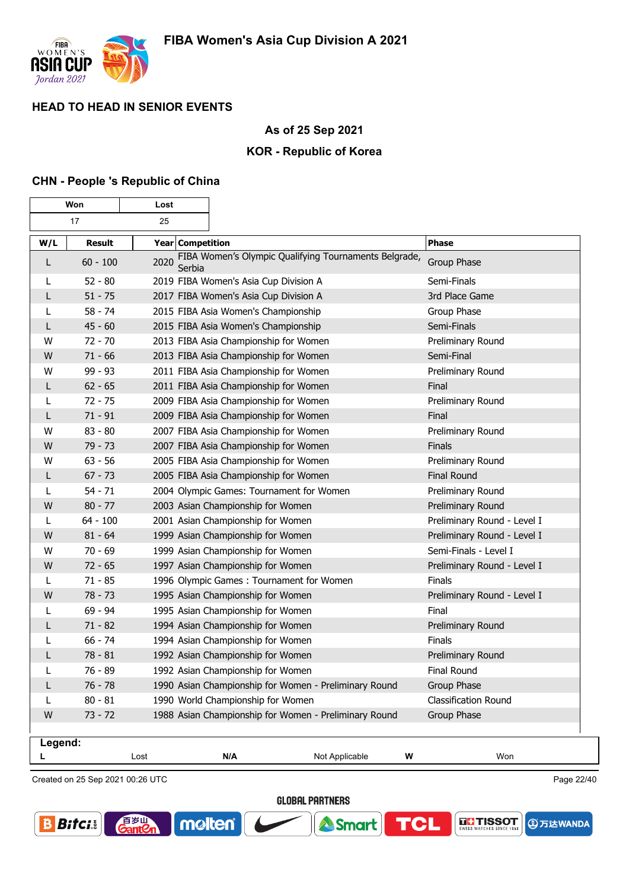## HEAD TO HEAD IN SENIOR EVENTS

### As of 25 Sep 2021

### KOR - Republic of Korea

### CHN - People 's Republic of China

| Won | Lost |
|---|---|
| 17 | 25 |

| W/L | Result | Year | Competition | Phase |
|---|---|---|---|---|
| L | 60 - 100 | 2020 | FIBA Women's Olympic Qualifying Tournaments Belgrade, Serbia | Group Phase |
| L | 52 - 80 | 2019 | FIBA Women's Asia Cup Division A | Semi-Finals |
| L | 51 - 75 | 2017 | FIBA Women's Asia Cup Division A | 3rd Place Game |
| L | 58 - 74 | 2015 | FIBA Asia Women's Championship | Group Phase |
| L | 45 - 60 | 2015 | FIBA Asia Women's Championship | Semi-Finals |
| W | 72 - 70 | 2013 | FIBA Asia Championship for Women | Preliminary Round |
| W | 71 - 66 | 2013 | FIBA Asia Championship for Women | Semi-Final |
| W | 99 - 93 | 2011 | FIBA Asia Championship for Women | Preliminary Round |
| L | 62 - 65 | 2011 | FIBA Asia Championship for Women | Final |
| L | 72 - 75 | 2009 | FIBA Asia Championship for Women | Preliminary Round |
| L | 71 - 91 | 2009 | FIBA Asia Championship for Women | Final |
| W | 83 - 80 | 2007 | FIBA Asia Championship for Women | Preliminary Round |
| W | 79 - 73 | 2007 | FIBA Asia Championship for Women | Finals |
| W | 63 - 56 | 2005 | FIBA Asia Championship for Women | Preliminary Round |
| L | 67 - 73 | 2005 | FIBA Asia Championship for Women | Final Round |
| L | 54 - 71 | 2004 | Olympic Games: Tournament for Women | Preliminary Round |
| W | 80 - 77 | 2003 | Asian Championship for Women | Preliminary Round |
| L | 64 - 100 | 2001 | Asian Championship for Women | Preliminary Round - Level I |
| W | 81 - 64 | 1999 | Asian Championship for Women | Preliminary Round - Level I |
| W | 70 - 69 | 1999 | Asian Championship for Women | Semi-Finals - Level I |
| W | 72 - 65 | 1997 | Asian Championship for Women | Preliminary Round - Level I |
| L | 71 - 85 | 1996 | Olympic Games : Tournament for Women | Finals |
| W | 78 - 73 | 1995 | Asian Championship for Women | Preliminary Round - Level I |
| L | 69 - 94 | 1995 | Asian Championship for Women | Final |
| L | 71 - 82 | 1994 | Asian Championship for Women | Preliminary Round |
| L | 66 - 74 | 1994 | Asian Championship for Women | Finals |
| L | 78 - 81 | 1992 | Asian Championship for Women | Preliminary Round |
| L | 76 - 89 | 1992 | Asian Championship for Women | Final Round |
| L | 76 - 78 | 1990 | Asian Championship for Women - Preliminary Round | Group Phase |
| L | 80 - 81 | 1990 | World Championship for Women | Classification Round |
| W | 73 - 72 | 1988 | Asian Championship for Women - Preliminary Round | Group Phase |

**Legend:**

| L | Lost | N/A | Not Applicable | W | Won |
|---|---|---|---|---|---|

Created on 25 Sep 2021 00:26 UTC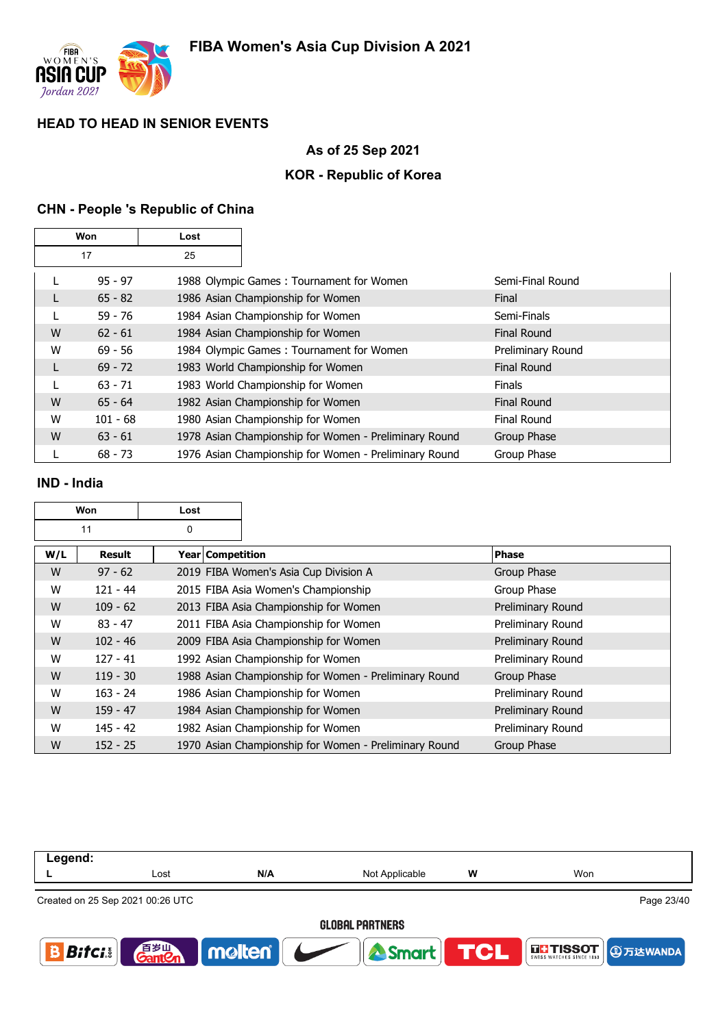## HEAD TO HEAD IN SENIOR EVENTS

### As of 25 Sep 2021

### KOR - Republic of Korea

### CHN - People 's Republic of China

| Won | Lost |
|---|---|
| 17 | 25 |

| W/L | Result | Year Competition | Phase |
|---|---|---|---|
| L | 95 - 97 | 1988 Olympic Games : Tournament for Women | Semi-Final Round |
| L | 65 - 82 | 1986 Asian Championship for Women | Final |
| L | 59 - 76 | 1984 Asian Championship for Women | Semi-Finals |
| W | 62 - 61 | 1984 Asian Championship for Women | Final Round |
| W | 69 - 56 | 1984 Olympic Games : Tournament for Women | Preliminary Round |
| L | 69 - 72 | 1983 World Championship for Women | Final Round |
| L | 63 - 71 | 1983 World Championship for Women | Finals |
| W | 65 - 64 | 1982 Asian Championship for Women | Final Round |
| W | 101 - 68 | 1980 Asian Championship for Women | Final Round |
| W | 63 - 61 | 1978 Asian Championship for Women - Preliminary Round | Group Phase |
| L | 68 - 73 | 1976 Asian Championship for Women - Preliminary Round | Group Phase |

### IND - India

| Won | Lost |
|---|---|
| 11 | 0 |

| W/L | Result | Year Competition | Phase |
|---|---|---|---|
| W | 97 - 62 | 2019 FIBA Women's Asia Cup Division A | Group Phase |
| W | 121 - 44 | 2015 FIBA Asia Women's Championship | Group Phase |
| W | 109 - 62 | 2013 FIBA Asia Championship for Women | Preliminary Round |
| W | 83 - 47 | 2011 FIBA Asia Championship for Women | Preliminary Round |
| W | 102 - 46 | 2009 FIBA Asia Championship for Women | Preliminary Round |
| W | 127 - 41 | 1992 Asian Championship for Women | Preliminary Round |
| W | 119 - 30 | 1988 Asian Championship for Women - Preliminary Round | Group Phase |
| W | 163 - 24 | 1986 Asian Championship for Women | Preliminary Round |
| W | 159 - 47 | 1984 Asian Championship for Women | Preliminary Round |
| W | 145 - 42 | 1982 Asian Championship for Women | Preliminary Round |
| W | 152 - 25 | 1970 Asian Championship for Women - Preliminary Round | Group Phase |

| Legend: | | | | | |
|---|---|---|---|---|---|
| L | Lost | N/A | Not Applicable | W | Won |

Created on 25 Sep 2021 00:26 UTC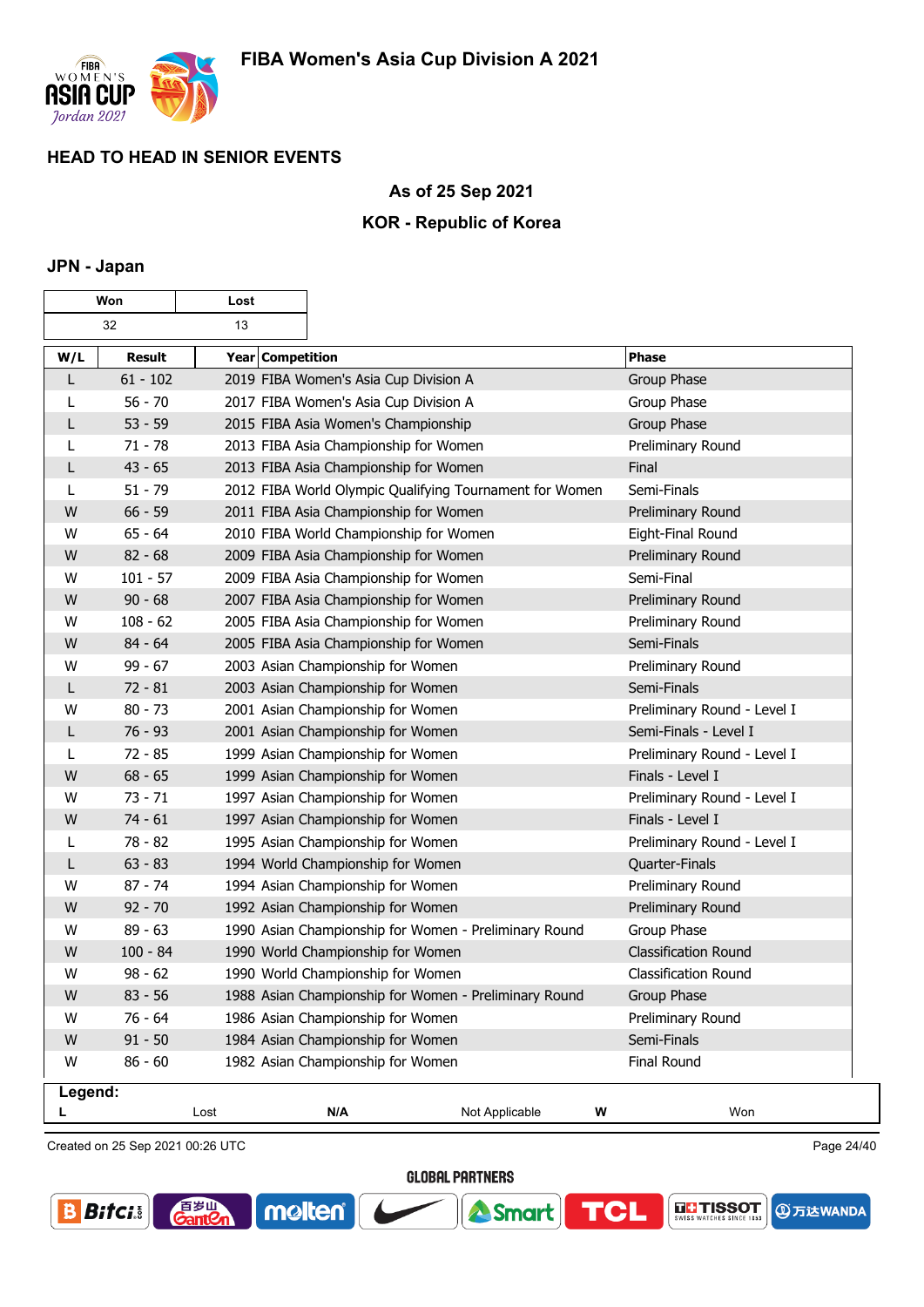## HEAD TO HEAD IN SENIOR EVENTS

### As of 25 Sep 2021

### KOR - Republic of Korea

### JPN - Japan

| Won | Lost |
|---|---|
| 32 | 13 |

| W/L | Result | Year Competition | Phase |
|---|---|---|---|
| L | 61 - 102 | 2019 FIBA Women's Asia Cup Division A | Group Phase |
| L | 56 - 70 | 2017 FIBA Women's Asia Cup Division A | Group Phase |
| L | 53 - 59 | 2015 FIBA Asia Women's Championship | Group Phase |
| L | 71 - 78 | 2013 FIBA Asia Championship for Women | Preliminary Round |
| L | 43 - 65 | 2013 FIBA Asia Championship for Women | Final |
| L | 51 - 79 | 2012 FIBA World Olympic Qualifying Tournament for Women | Semi-Finals |
| W | 66 - 59 | 2011 FIBA Asia Championship for Women | Preliminary Round |
| W | 65 - 64 | 2010 FIBA World Championship for Women | Eight-Final Round |
| W | 82 - 68 | 2009 FIBA Asia Championship for Women | Preliminary Round |
| W | 101 - 57 | 2009 FIBA Asia Championship for Women | Semi-Final |
| W | 90 - 68 | 2007 FIBA Asia Championship for Women | Preliminary Round |
| W | 108 - 62 | 2005 FIBA Asia Championship for Women | Preliminary Round |
| W | 84 - 64 | 2005 FIBA Asia Championship for Women | Semi-Finals |
| W | 99 - 67 | 2003 Asian Championship for Women | Preliminary Round |
| L | 72 - 81 | 2003 Asian Championship for Women | Semi-Finals |
| W | 80 - 73 | 2001 Asian Championship for Women | Preliminary Round - Level I |
| L | 76 - 93 | 2001 Asian Championship for Women | Semi-Finals - Level I |
| L | 72 - 85 | 1999 Asian Championship for Women | Preliminary Round - Level I |
| W | 68 - 65 | 1999 Asian Championship for Women | Finals - Level I |
| W | 73 - 71 | 1997 Asian Championship for Women | Preliminary Round - Level I |
| W | 74 - 61 | 1997 Asian Championship for Women | Finals - Level I |
| L | 78 - 82 | 1995 Asian Championship for Women | Preliminary Round - Level I |
| L | 63 - 83 | 1994 World Championship for Women | Quarter-Finals |
| W | 87 - 74 | 1994 Asian Championship for Women | Preliminary Round |
| W | 92 - 70 | 1992 Asian Championship for Women | Preliminary Round |
| W | 89 - 63 | 1990 Asian Championship for Women - Preliminary Round | Group Phase |
| W | 100 - 84 | 1990 World Championship for Women | Classification Round |
| W | 98 - 62 | 1990 World Championship for Women | Classification Round |
| W | 83 - 56 | 1988 Asian Championship for Women - Preliminary Round | Group Phase |
| W | 76 - 64 | 1986 Asian Championship for Women | Preliminary Round |
| W | 91 - 50 | 1984 Asian Championship for Women | Semi-Finals |
| W | 86 - 60 | 1982 Asian Championship for Women | Final Round |

**Legend:**

| L | Lost | N/A | Not Applicable | W | Won |
|---|---|---|---|---|---|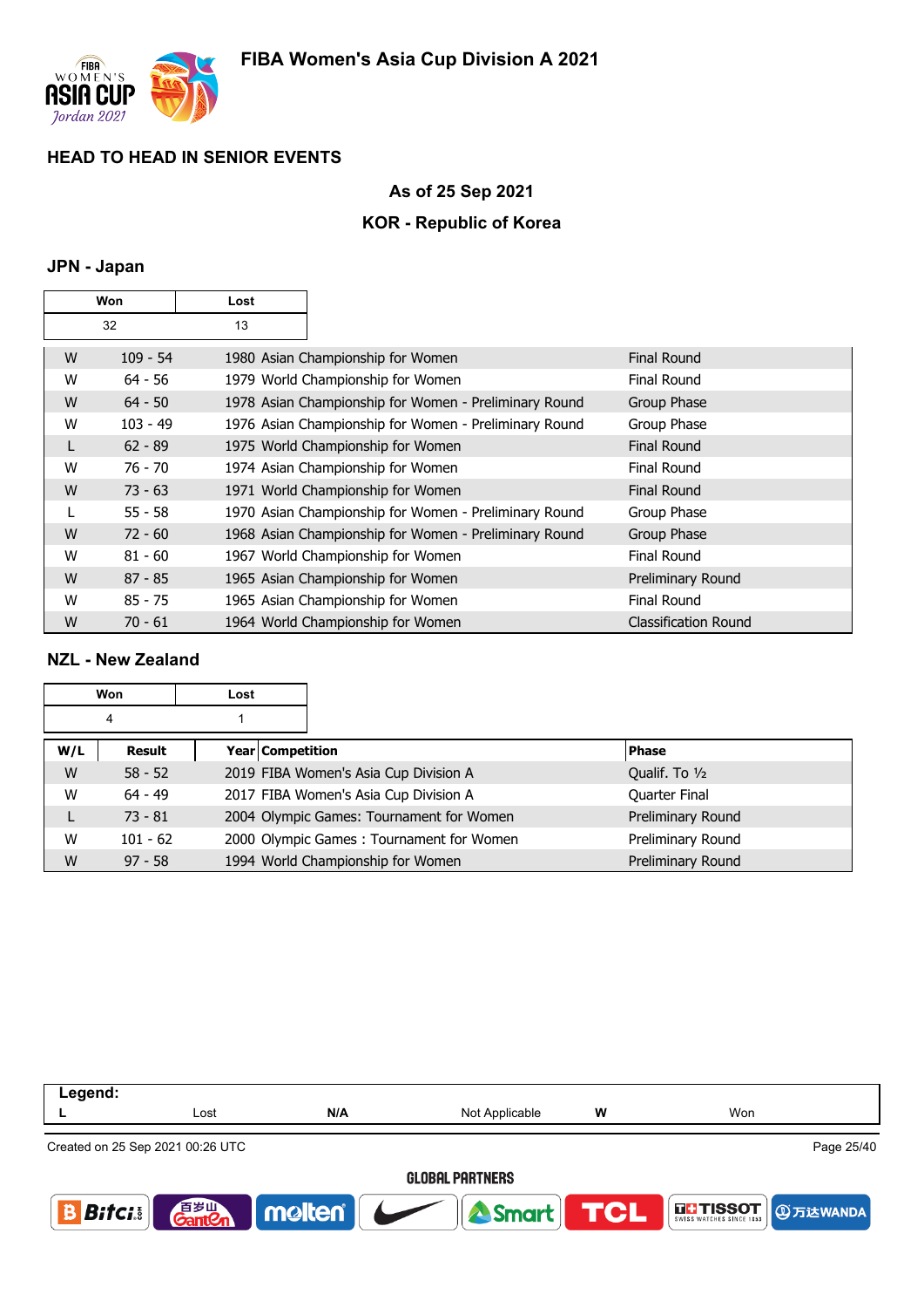## HEAD TO HEAD IN SENIOR EVENTS

### As of 25 Sep 2021

### KOR - Republic of Korea

### JPN - Japan

| Won | Lost |
|---|---|
| 32 | 13 |

| W/L | Result | Year Competition | Phase |
|---|---|---|---|
| W | 109 - 54 | 1980 Asian Championship for Women | Final Round |
| W | 64 - 56 | 1979 World Championship for Women | Final Round |
| W | 64 - 50 | 1978 Asian Championship for Women - Preliminary Round | Group Phase |
| W | 103 - 49 | 1976 Asian Championship for Women - Preliminary Round | Group Phase |
| L | 62 - 89 | 1975 World Championship for Women | Final Round |
| W | 76 - 70 | 1974 Asian Championship for Women | Final Round |
| W | 73 - 63 | 1971 World Championship for Women | Final Round |
| L | 55 - 58 | 1970 Asian Championship for Women - Preliminary Round | Group Phase |
| W | 72 - 60 | 1968 Asian Championship for Women - Preliminary Round | Group Phase |
| W | 81 - 60 | 1967 World Championship for Women | Final Round |
| W | 87 - 85 | 1965 Asian Championship for Women | Preliminary Round |
| W | 85 - 75 | 1965 Asian Championship for Women | Final Round |
| W | 70 - 61 | 1964 World Championship for Women | Classification Round |

### NZL - New Zealand

| Won | Lost |
|---|---|
| 4 | 1 |

| W/L | Result | Year Competition | Phase |
|---|---|---|---|
| W | 58 - 52 | 2019 FIBA Women's Asia Cup Division A | Qualif. To ½ |
| W | 64 - 49 | 2017 FIBA Women's Asia Cup Division A | Quarter Final |
| L | 73 - 81 | 2004 Olympic Games: Tournament for Women | Preliminary Round |
| W | 101 - 62 | 2000 Olympic Games : Tournament for Women | Preliminary Round |
| W | 97 - 58 | 1994 World Championship for Women | Preliminary Round |

**Legend:**

| L | Lost | N/A | Not Applicable | W | Won |
|---|---|---|---|---|---|

Created on 25 Sep 2021 00:26 UTC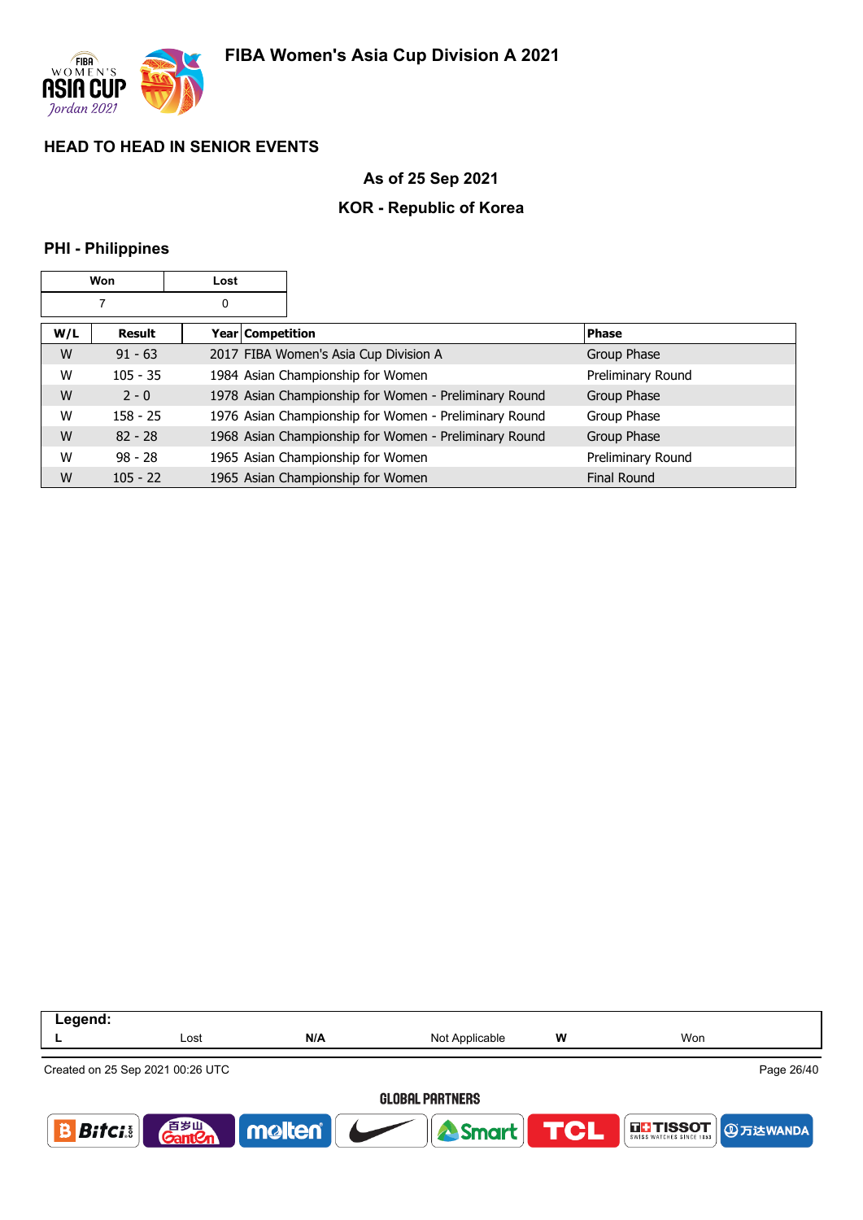# FIBA Women's Asia Cup Division A 2021

## HEAD TO HEAD IN SENIOR EVENTS

### As of 25 Sep 2021

### KOR - Republic of Korea

### PHI - Philippines

| Won | Lost |
|---|---|
| 7 | 0 |

| W/L | Result | Year | Competition | Phase |
|---|---|---|---|---|
| W | 91 - 63 | 2017 | FIBA Women's Asia Cup Division A | Group Phase |
| W | 105 - 35 | 1984 | Asian Championship for Women | Preliminary Round |
| W | 2 - 0 | 1978 | Asian Championship for Women - Preliminary Round | Group Phase |
| W | 158 - 25 | 1976 | Asian Championship for Women - Preliminary Round | Group Phase |
| W | 82 - 28 | 1968 | Asian Championship for Women - Preliminary Round | Group Phase |
| W | 98 - 28 | 1965 | Asian Championship for Women | Preliminary Round |
| W | 105 - 22 | 1965 | Asian Championship for Women | Final Round |

**Legend:**

| L | Lost | N/A | Not Applicable | W | Won |
|---|---|---|---|---|---|

Created on 25 Sep 2021 00:26 UTC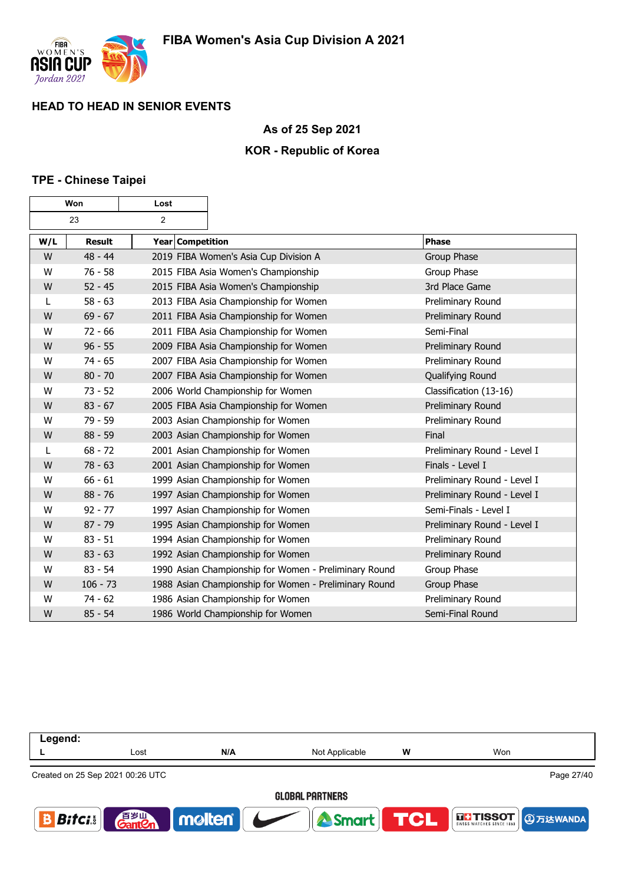# FIBA Women's Asia Cup Division A 2021

## HEAD TO HEAD IN SENIOR EVENTS

### As of 25 Sep 2021

### KOR - Republic of Korea

### TPE - Chinese Taipei

| Won | Lost |
|---|---|
| 23 | 2 |

| W/L | Result | Year | Competition | Phase |
|---|---|---|---|---|
| W | 48 - 44 | 2019 | FIBA Women's Asia Cup Division A | Group Phase |
| W | 76 - 58 | 2015 | FIBA Asia Women's Championship | Group Phase |
| W | 52 - 45 | 2015 | FIBA Asia Women's Championship | 3rd Place Game |
| L | 58 - 63 | 2013 | FIBA Asia Championship for Women | Preliminary Round |
| W | 69 - 67 | 2011 | FIBA Asia Championship for Women | Preliminary Round |
| W | 72 - 66 | 2011 | FIBA Asia Championship for Women | Semi-Final |
| W | 96 - 55 | 2009 | FIBA Asia Championship for Women | Preliminary Round |
| W | 74 - 65 | 2007 | FIBA Asia Championship for Women | Preliminary Round |
| W | 80 - 70 | 2007 | FIBA Asia Championship for Women | Qualifying Round |
| W | 73 - 52 | 2006 | World Championship for Women | Classification (13-16) |
| W | 83 - 67 | 2005 | FIBA Asia Championship for Women | Preliminary Round |
| W | 79 - 59 | 2003 | Asian Championship for Women | Preliminary Round |
| W | 88 - 59 | 2003 | Asian Championship for Women | Final |
| L | 68 - 72 | 2001 | Asian Championship for Women | Preliminary Round - Level I |
| W | 78 - 63 | 2001 | Asian Championship for Women | Finals - Level I |
| W | 66 - 61 | 1999 | Asian Championship for Women | Preliminary Round - Level I |
| W | 88 - 76 | 1997 | Asian Championship for Women | Preliminary Round - Level I |
| W | 92 - 77 | 1997 | Asian Championship for Women | Semi-Finals - Level I |
| W | 87 - 79 | 1995 | Asian Championship for Women | Preliminary Round - Level I |
| W | 83 - 51 | 1994 | Asian Championship for Women | Preliminary Round |
| W | 83 - 63 | 1992 | Asian Championship for Women | Preliminary Round |
| W | 83 - 54 | 1990 | Asian Championship for Women - Preliminary Round | Group Phase |
| W | 106 - 73 | 1988 | Asian Championship for Women - Preliminary Round | Group Phase |
| W | 74 - 62 | 1986 | Asian Championship for Women | Preliminary Round |
| W | 85 - 54 | 1986 | World Championship for Women | Semi-Final Round |

**Legend:**

| L | Lost | N/A | Not Applicable | W | Won |
|---|---|---|---|---|---|

Created on 25 Sep 2021 00:26 UTC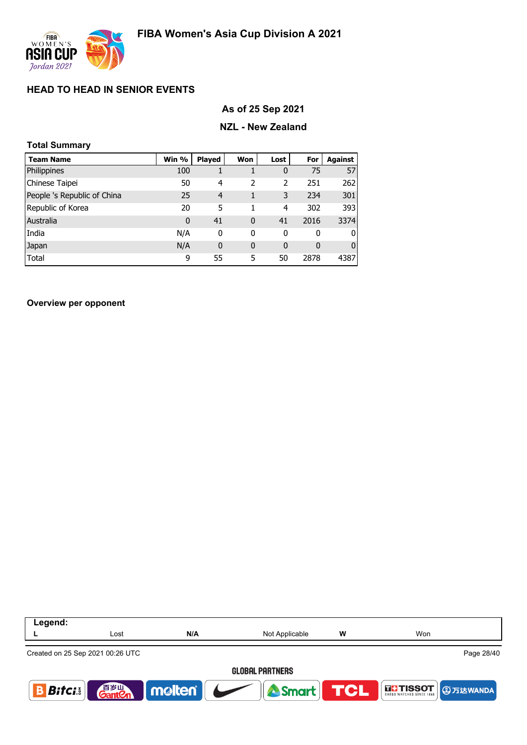# FIBA Women's Asia Cup Division A 2021

## HEAD TO HEAD IN SENIOR EVENTS

### As of 25 Sep 2021

### NZL - New Zealand

**Total Summary**

| Team Name | Win % | Played | Won | Lost | For | Against |
|---|---|---|---|---|---|---|
| Philippines | 100 | 1 | 1 | 0 | 75 | 57 |
| Chinese Taipei | 50 | 4 | 2 | 2 | 251 | 262 |
| People 's Republic of China | 25 | 4 | 1 | 3 | 234 | 301 |
| Republic of Korea | 20 | 5 | 1 | 4 | 302 | 393 |
| Australia | 0 | 41 | 0 | 41 | 2016 | 3374 |
| India | N/A | 0 | 0 | 0 | 0 | 0 |
| Japan | N/A | 0 | 0 | 0 | 0 | 0 |
| Total | 9 | 55 | 5 | 50 | 2878 | 4387 |

**Overview per opponent**

| Legend: | | | | | |
|---|---|---|---|---|---|
| L | Lost | N/A | Not Applicable | W | Won |

Created on 25 Sep 2021 00:26 UTC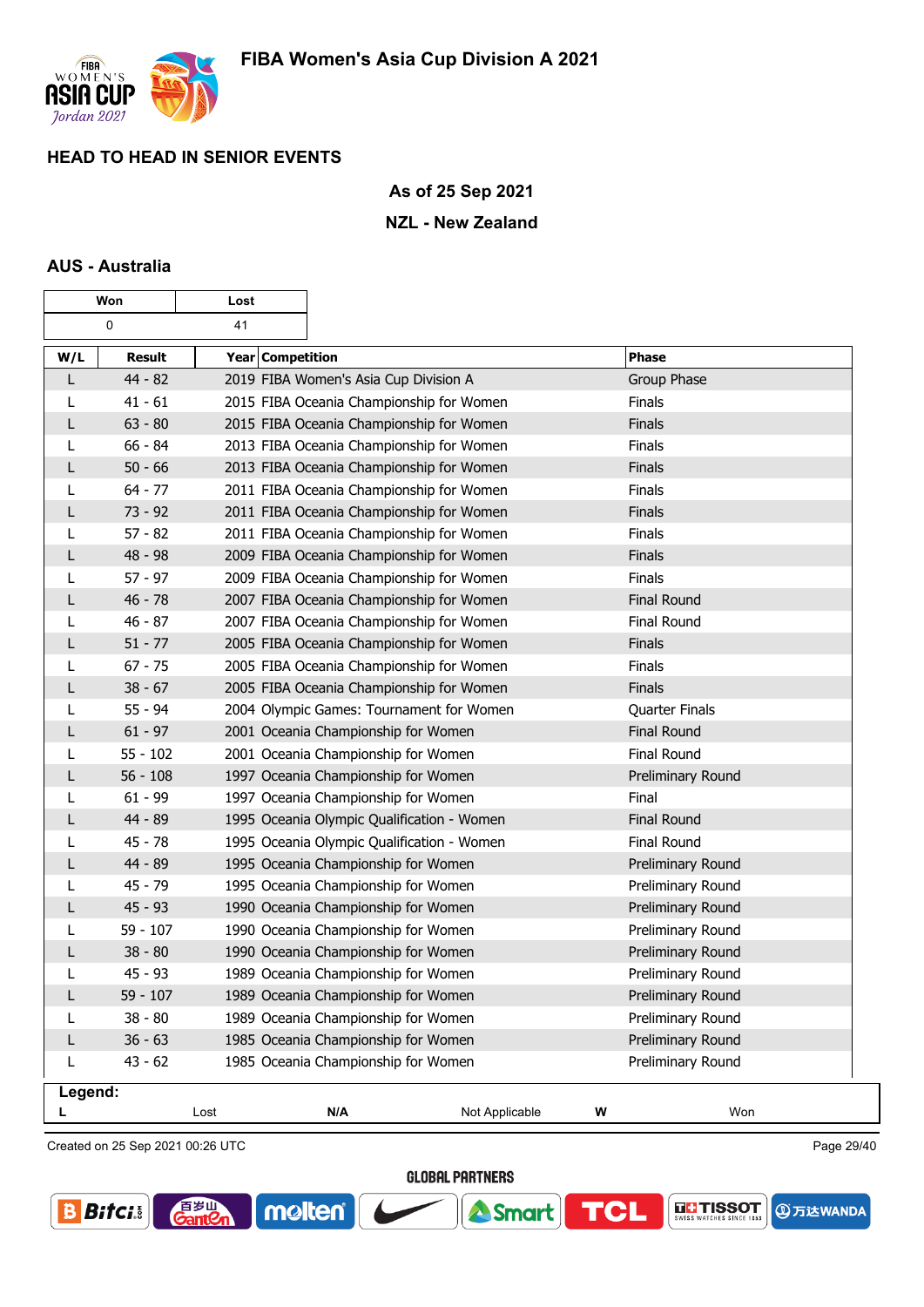# FIBA Women's Asia Cup Division A 2021

## HEAD TO HEAD IN SENIOR EVENTS

### As of 25 Sep 2021

### NZL - New Zealand

### AUS - Australia

| Won | Lost |
|---|---|
| 0 | 41 |

| W/L | Result | Year Competition | Phase |
|---|---|---|---|
| L | 44 - 82 | 2019 FIBA Women's Asia Cup Division A | Group Phase |
| L | 41 - 61 | 2015 FIBA Oceania Championship for Women | Finals |
| L | 63 - 80 | 2015 FIBA Oceania Championship for Women | Finals |
| L | 66 - 84 | 2013 FIBA Oceania Championship for Women | Finals |
| L | 50 - 66 | 2013 FIBA Oceania Championship for Women | Finals |
| L | 64 - 77 | 2011 FIBA Oceania Championship for Women | Finals |
| L | 73 - 92 | 2011 FIBA Oceania Championship for Women | Finals |
| L | 57 - 82 | 2011 FIBA Oceania Championship for Women | Finals |
| L | 48 - 98 | 2009 FIBA Oceania Championship for Women | Finals |
| L | 57 - 97 | 2009 FIBA Oceania Championship for Women | Finals |
| L | 46 - 78 | 2007 FIBA Oceania Championship for Women | Final Round |
| L | 46 - 87 | 2007 FIBA Oceania Championship for Women | Final Round |
| L | 51 - 77 | 2005 FIBA Oceania Championship for Women | Finals |
| L | 67 - 75 | 2005 FIBA Oceania Championship for Women | Finals |
| L | 38 - 67 | 2005 FIBA Oceania Championship for Women | Finals |
| L | 55 - 94 | 2004 Olympic Games: Tournament for Women | Quarter Finals |
| L | 61 - 97 | 2001 Oceania Championship for Women | Final Round |
| L | 55 - 102 | 2001 Oceania Championship for Women | Final Round |
| L | 56 - 108 | 1997 Oceania Championship for Women | Preliminary Round |
| L | 61 - 99 | 1997 Oceania Championship for Women | Final |
| L | 44 - 89 | 1995 Oceania Olympic Qualification - Women | Final Round |
| L | 45 - 78 | 1995 Oceania Olympic Qualification - Women | Final Round |
| L | 44 - 89 | 1995 Oceania Championship for Women | Preliminary Round |
| L | 45 - 79 | 1995 Oceania Championship for Women | Preliminary Round |
| L | 45 - 93 | 1990 Oceania Championship for Women | Preliminary Round |
| L | 59 - 107 | 1990 Oceania Championship for Women | Preliminary Round |
| L | 38 - 80 | 1990 Oceania Championship for Women | Preliminary Round |
| L | 45 - 93 | 1989 Oceania Championship for Women | Preliminary Round |
| L | 59 - 107 | 1989 Oceania Championship for Women | Preliminary Round |
| L | 38 - 80 | 1989 Oceania Championship for Women | Preliminary Round |
| L | 36 - 63 | 1985 Oceania Championship for Women | Preliminary Round |
| L | 43 - 62 | 1985 Oceania Championship for Women | Preliminary Round |

**Legend:**

| L | Lost | N/A | Not Applicable | W | Won |
|---|---|---|---|---|---|

Created on 25 Sep 2021 00:26 UTC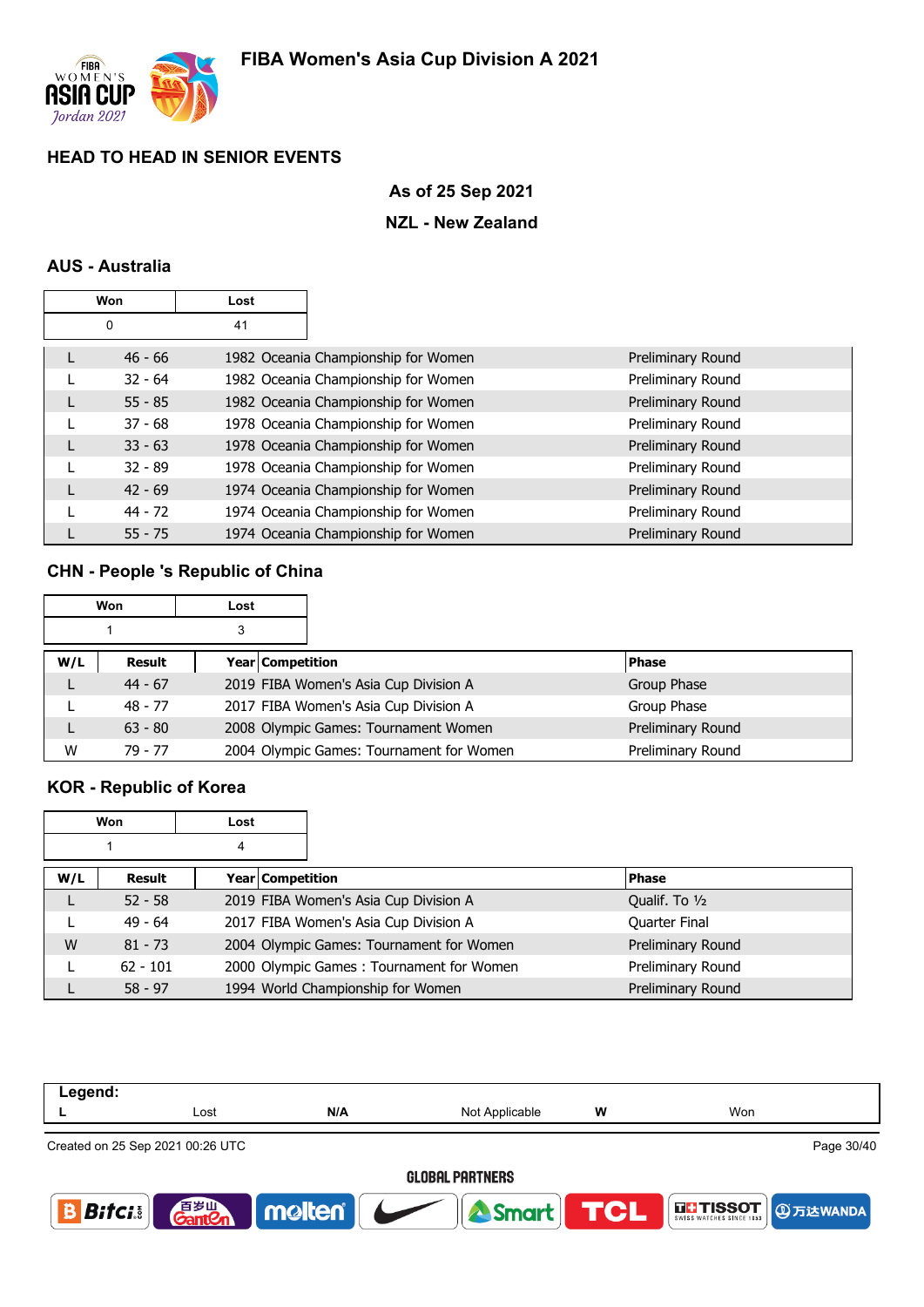## HEAD TO HEAD IN SENIOR EVENTS

**As of 25 Sep 2021**

**NZL - New Zealand**

### AUS - Australia

| Won | Lost |
|---|---|
| 0 | 41 |

| W/L | Result | Year Competition | Phase |
|---|---|---|---|
| L | 46 - 66 | 1982 Oceania Championship for Women | Preliminary Round |
| L | 32 - 64 | 1982 Oceania Championship for Women | Preliminary Round |
| L | 55 - 85 | 1982 Oceania Championship for Women | Preliminary Round |
| L | 37 - 68 | 1978 Oceania Championship for Women | Preliminary Round |
| L | 33 - 63 | 1978 Oceania Championship for Women | Preliminary Round |
| L | 32 - 89 | 1978 Oceania Championship for Women | Preliminary Round |
| L | 42 - 69 | 1974 Oceania Championship for Women | Preliminary Round |
| L | 44 - 72 | 1974 Oceania Championship for Women | Preliminary Round |
| L | 55 - 75 | 1974 Oceania Championship for Women | Preliminary Round |

### CHN - People 's Republic of China

| Won | Lost |
|---|---|
| 1 | 3 |

| W/L | Result | Year Competition | Phase |
|---|---|---|---|
| L | 44 - 67 | 2019 FIBA Women's Asia Cup Division A | Group Phase |
| L | 48 - 77 | 2017 FIBA Women's Asia Cup Division A | Group Phase |
| L | 63 - 80 | 2008 Olympic Games: Tournament Women | Preliminary Round |
| W | 79 - 77 | 2004 Olympic Games: Tournament for Women | Preliminary Round |

### KOR - Republic of Korea

| Won | Lost |
|---|---|
| 1 | 4 |

| W/L | Result | Year Competition | Phase |
|---|---|---|---|
| L | 52 - 58 | 2019 FIBA Women's Asia Cup Division A | Qualif. To ½ |
| L | 49 - 64 | 2017 FIBA Women's Asia Cup Division A | Quarter Final |
| W | 81 - 73 | 2004 Olympic Games: Tournament for Women | Preliminary Round |
| L | 62 - 101 | 2000 Olympic Games : Tournament for Women | Preliminary Round |
| L | 58 - 97 | 1994 World Championship for Women | Preliminary Round |

**Legend:**

| L | Lost | N/A | Not Applicable | W | Won |
|---|---|---|---|---|---|

Created on 25 Sep 2021 00:26 UTC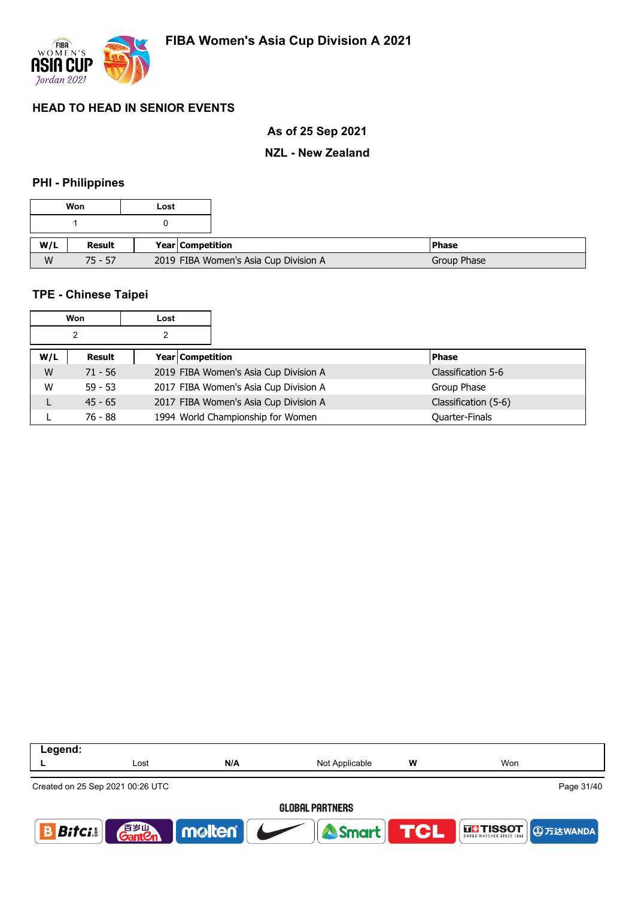# FIBA Women's Asia Cup Division A 2021

## HEAD TO HEAD IN SENIOR EVENTS

**As of 25 Sep 2021**

**NZL - New Zealand**

### PHI - Philippines

| Won | Lost |
|---|---|
| 1 | 0 |

| W/L | Result | Year | Competition | Phase |
|---|---|---|---|---|
| W | 75 - 57 | 2019 | FIBA Women's Asia Cup Division A | Group Phase |

### TPE - Chinese Taipei

| Won | Lost |
|---|---|
| 2 | 2 |

| W/L | Result | Year | Competition | Phase |
|---|---|---|---|---|
| W | 71 - 56 | 2019 | FIBA Women's Asia Cup Division A | Classification 5-6 |
| W | 59 - 53 | 2017 | FIBA Women's Asia Cup Division A | Group Phase |
| L | 45 - 65 | 2017 | FIBA Women's Asia Cup Division A | Classification (5-6) |
| L | 76 - 88 | 1994 | World Championship for Women | Quarter-Finals |

| Legend: | | | | | |
|---|---|---|---|---|---|
| L | Lost | N/A | Not Applicable | W | Won |

Created on 25 Sep 2021 00:26 UTC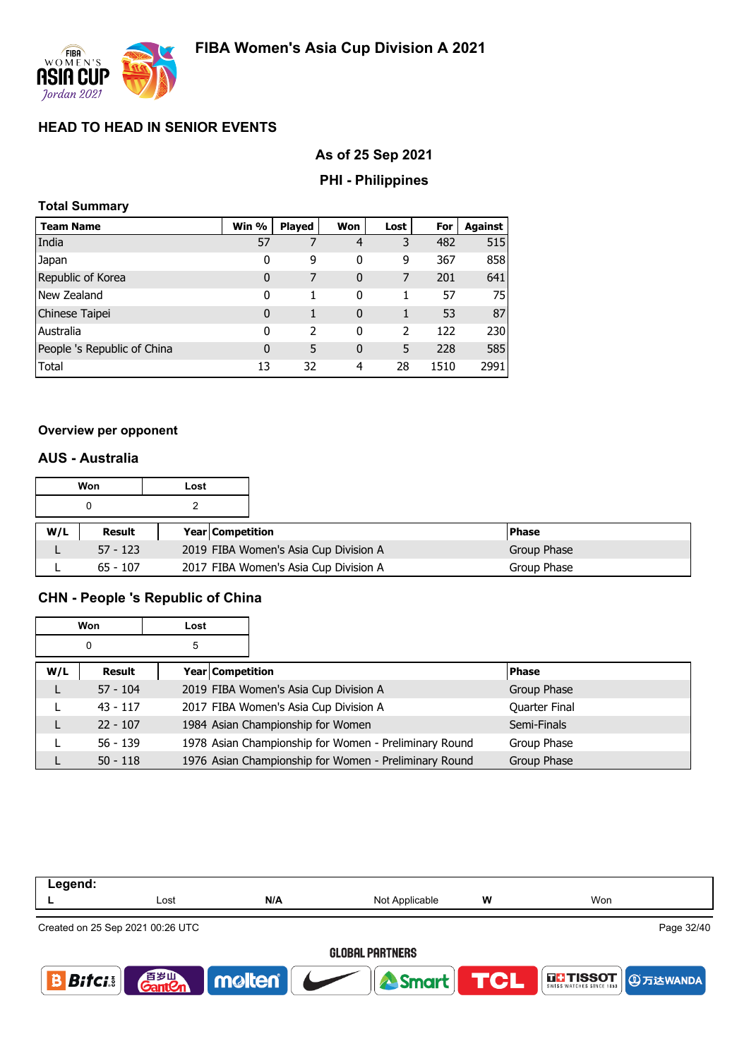# FIBA Women's Asia Cup Division A 2021

## HEAD TO HEAD IN SENIOR EVENTS

### As of 25 Sep 2021

### PHI - Philippines

**Total Summary**

| Team Name | Win % | Played | Won | Lost | For | Against |
|---|---|---|---|---|---|---|
| India | 57 | 7 | 4 | 3 | 482 | 515 |
| Japan | 0 | 9 | 0 | 9 | 367 | 858 |
| Republic of Korea | 0 | 7 | 0 | 7 | 201 | 641 |
| New Zealand | 0 | 1 | 0 | 1 | 57 | 75 |
| Chinese Taipei | 0 | 1 | 0 | 1 | 53 | 87 |
| Australia | 0 | 2 | 0 | 2 | 122 | 230 |
| People 's Republic of China | 0 | 5 | 0 | 5 | 228 | 585 |
| Total | 13 | 32 | 4 | 28 | 1510 | 2991 |

**Overview per opponent**

### AUS - Australia

| Won | Lost |
|---|---|
| 0 | 2 |

| W/L | Result | Year | Competition | Phase |
|---|---|---|---|---|
| L | 57 - 123 | 2019 | FIBA Women's Asia Cup Division A | Group Phase |
| L | 65 - 107 | 2017 | FIBA Women's Asia Cup Division A | Group Phase |

### CHN - People 's Republic of China

| Won | Lost |
|---|---|
| 0 | 5 |

| W/L | Result | Year | Competition | Phase |
|---|---|---|---|---|
| L | 57 - 104 | 2019 | FIBA Women's Asia Cup Division A | Group Phase |
| L | 43 - 117 | 2017 | FIBA Women's Asia Cup Division A | Quarter Final |
| L | 22 - 107 | 1984 | Asian Championship for Women | Semi-Finals |
| L | 56 - 139 | 1978 | Asian Championship for Women - Preliminary Round | Group Phase |
| L | 50 - 118 | 1976 | Asian Championship for Women - Preliminary Round | Group Phase |

**Legend:**

| L | Lost | N/A | Not Applicable | W | Won |
|---|---|---|---|---|---|

Created on 25 Sep 2021 00:26 UTC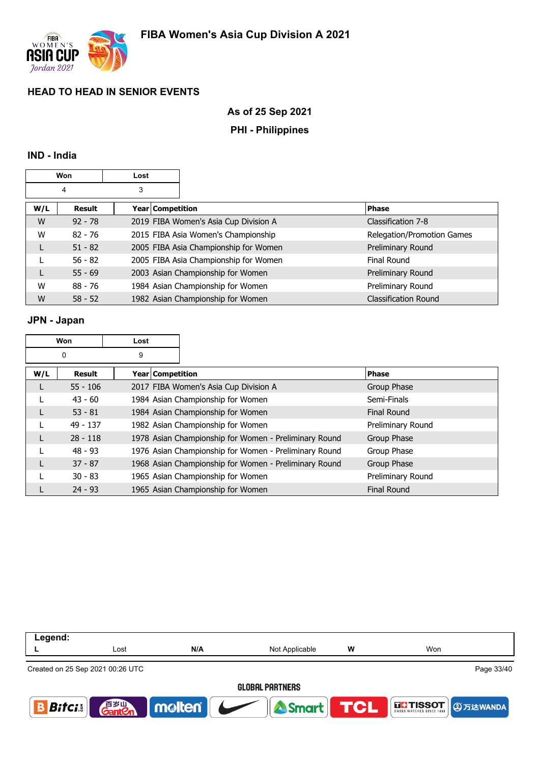## HEAD TO HEAD IN SENIOR EVENTS

**As of 25 Sep 2021**

**PHI - Philippines**

### IND - India

| Won | Lost |
|---|---|
| 4 | 3 |

| W/L | Result | Year | Competition | Phase |
|---|---|---|---|---|
| W | 92 - 78 | 2019 | FIBA Women's Asia Cup Division A | Classification 7-8 |
| W | 82 - 76 | 2015 | FIBA Asia Women's Championship | Relegation/Promotion Games |
| L | 51 - 82 | 2005 | FIBA Asia Championship for Women | Preliminary Round |
| L | 56 - 82 | 2005 | FIBA Asia Championship for Women | Final Round |
| L | 55 - 69 | 2003 | Asian Championship for Women | Preliminary Round |
| W | 88 - 76 | 1984 | Asian Championship for Women | Preliminary Round |
| W | 58 - 52 | 1982 | Asian Championship for Women | Classification Round |

### JPN - Japan

| Won | Lost |
|---|---|
| 0 | 9 |

| W/L | Result | Year | Competition | Phase |
|---|---|---|---|---|
| L | 55 - 106 | 2017 | FIBA Women's Asia Cup Division A | Group Phase |
| L | 43 - 60 | 1984 | Asian Championship for Women | Semi-Finals |
| L | 53 - 81 | 1984 | Asian Championship for Women | Final Round |
| L | 49 - 137 | 1982 | Asian Championship for Women | Preliminary Round |
| L | 28 - 118 | 1978 | Asian Championship for Women - Preliminary Round | Group Phase |
| L | 48 - 93 | 1976 | Asian Championship for Women - Preliminary Round | Group Phase |
| L | 37 - 87 | 1968 | Asian Championship for Women - Preliminary Round | Group Phase |
| L | 30 - 83 | 1965 | Asian Championship for Women | Preliminary Round |
| L | 24 - 93 | 1965 | Asian Championship for Women | Final Round |

**Legend:**

| L | Lost | N/A | Not Applicable | W | Won |
|---|---|---|---|---|---|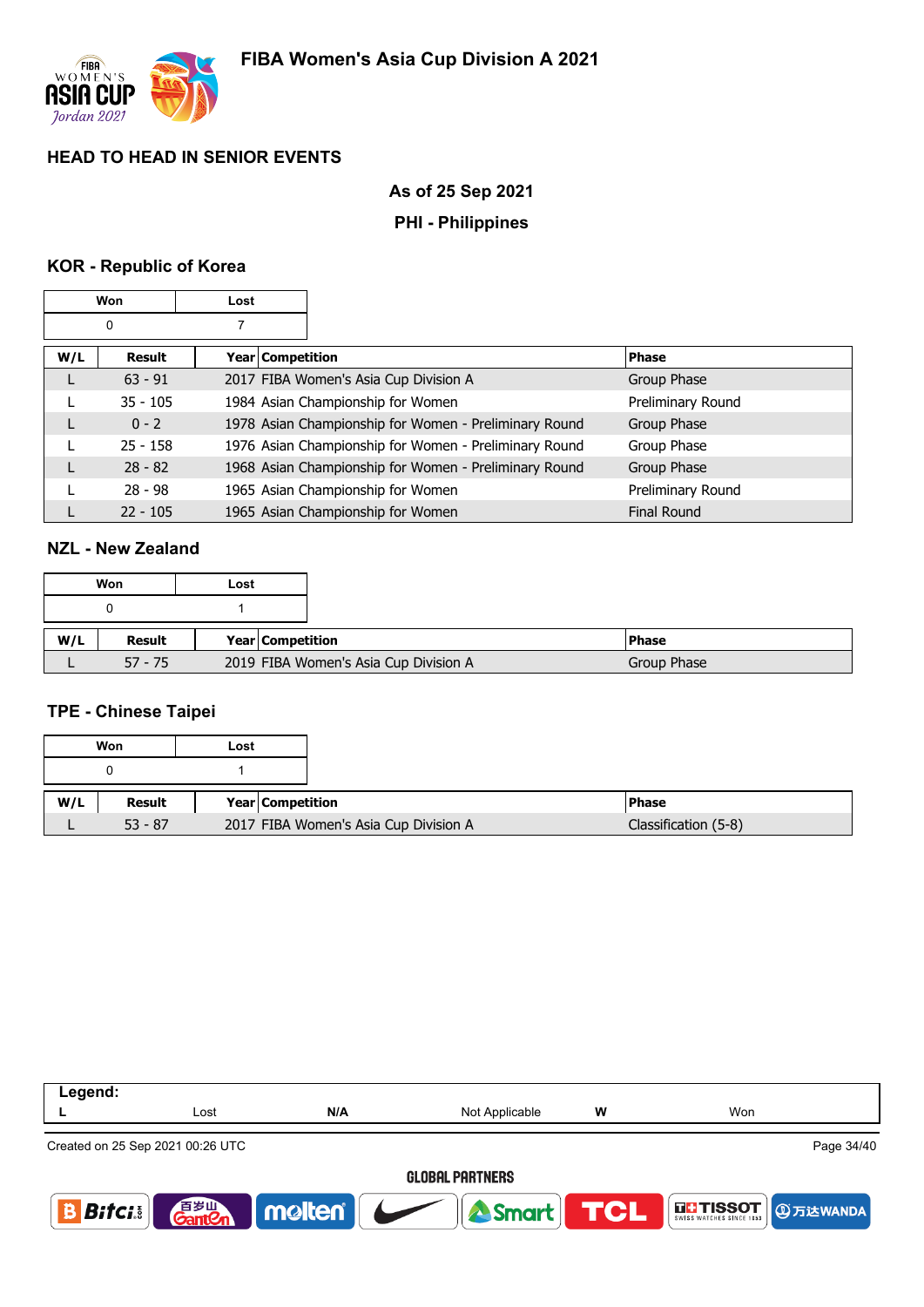## HEAD TO HEAD IN SENIOR EVENTS

**As of 25 Sep 2021**

**PHI - Philippines**

### KOR - Republic of Korea

| Won | Lost |
|---|---|
| 0 | 7 |

| W/L | Result | Year | Competition | Phase |
|---|---|---|---|---|
| L | 63 - 91 | 2017 | FIBA Women's Asia Cup Division A | Group Phase |
| L | 35 - 105 | 1984 | Asian Championship for Women | Preliminary Round |
| L | 0 - 2 | 1978 | Asian Championship for Women - Preliminary Round | Group Phase |
| L | 25 - 158 | 1976 | Asian Championship for Women - Preliminary Round | Group Phase |
| L | 28 - 82 | 1968 | Asian Championship for Women - Preliminary Round | Group Phase |
| L | 28 - 98 | 1965 | Asian Championship for Women | Preliminary Round |
| L | 22 - 105 | 1965 | Asian Championship for Women | Final Round |

### NZL - New Zealand

| Won | Lost |
|---|---|
| 0 | 1 |

| W/L | Result | Year | Competition | Phase |
|---|---|---|---|---|
| L | 57 - 75 | 2019 | FIBA Women's Asia Cup Division A | Group Phase |

### TPE - Chinese Taipei

| Won | Lost |
|---|---|
| 0 | 1 |

| W/L | Result | Year | Competition | Phase |
|---|---|---|---|---|
| L | 53 - 87 | 2017 | FIBA Women's Asia Cup Division A | Classification (5-8) |

| Legend: | | | | | |
|---|---|---|---|---|---|
| L | Lost | N/A | Not Applicable | W | Won |

Created on 25 Sep 2021 00:26 UTC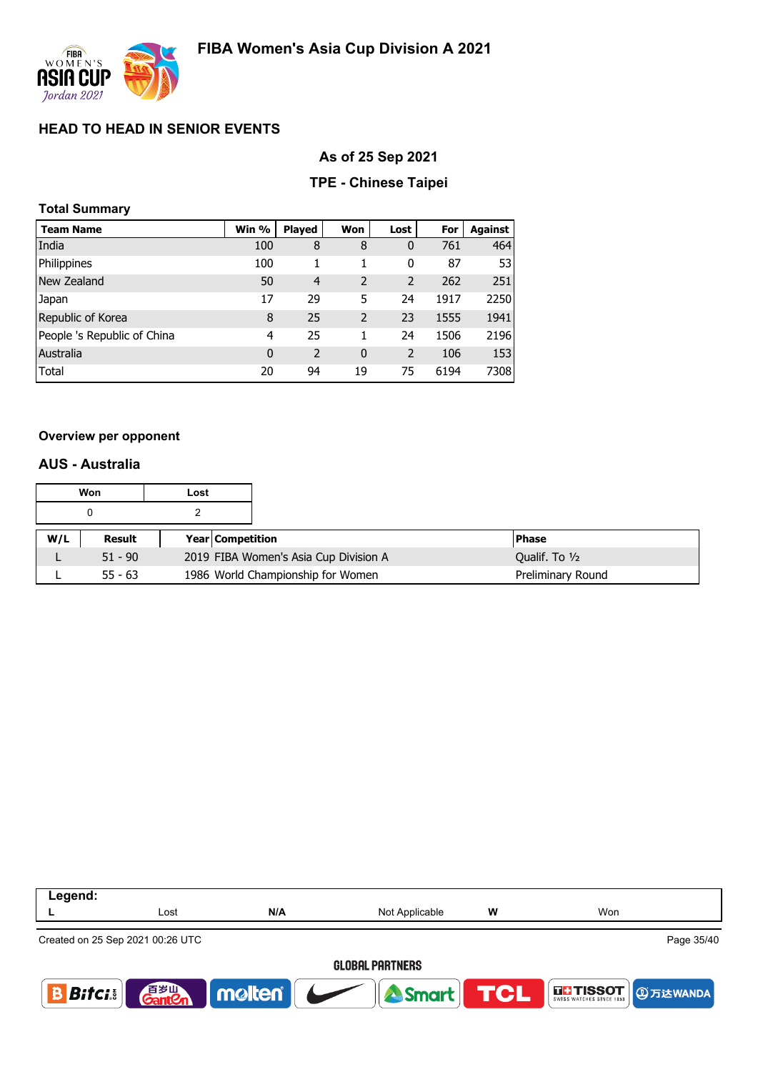# FIBA Women's Asia Cup Division A 2021

## HEAD TO HEAD IN SENIOR EVENTS

### As of 25 Sep 2021

### TPE - Chinese Taipei

**Total Summary**

| Team Name | Win % | Played | Won | Lost | For | Against |
|---|---|---|---|---|---|---|
| India | 100 | 8 | 8 | 0 | 761 | 464 |
| Philippines | 100 | 1 | 1 | 0 | 87 | 53 |
| New Zealand | 50 | 4 | 2 | 2 | 262 | 251 |
| Japan | 17 | 29 | 5 | 24 | 1917 | 2250 |
| Republic of Korea | 8 | 25 | 2 | 23 | 1555 | 1941 |
| People 's Republic of China | 4 | 25 | 1 | 24 | 1506 | 2196 |
| Australia | 0 | 2 | 0 | 2 | 106 | 153 |
| Total | 20 | 94 | 19 | 75 | 6194 | 7308 |

**Overview per opponent**

### AUS - Australia

| Won | Lost |
|---|---|
| 0 | 2 |

| W/L | Result | Year | Competition | Phase |
|---|---|---|---|---|
| L | 51 - 90 | 2019 | FIBA Women's Asia Cup Division A | Qualif. To ½ |
| L | 55 - 63 | 1986 | World Championship for Women | Preliminary Round |

| Legend: | | | | | |
|---|---|---|---|---|---|
| L | Lost | N/A | Not Applicable | W | Won |

Created on 25 Sep 2021 00:26 UTC

GLOBAL PARTNERS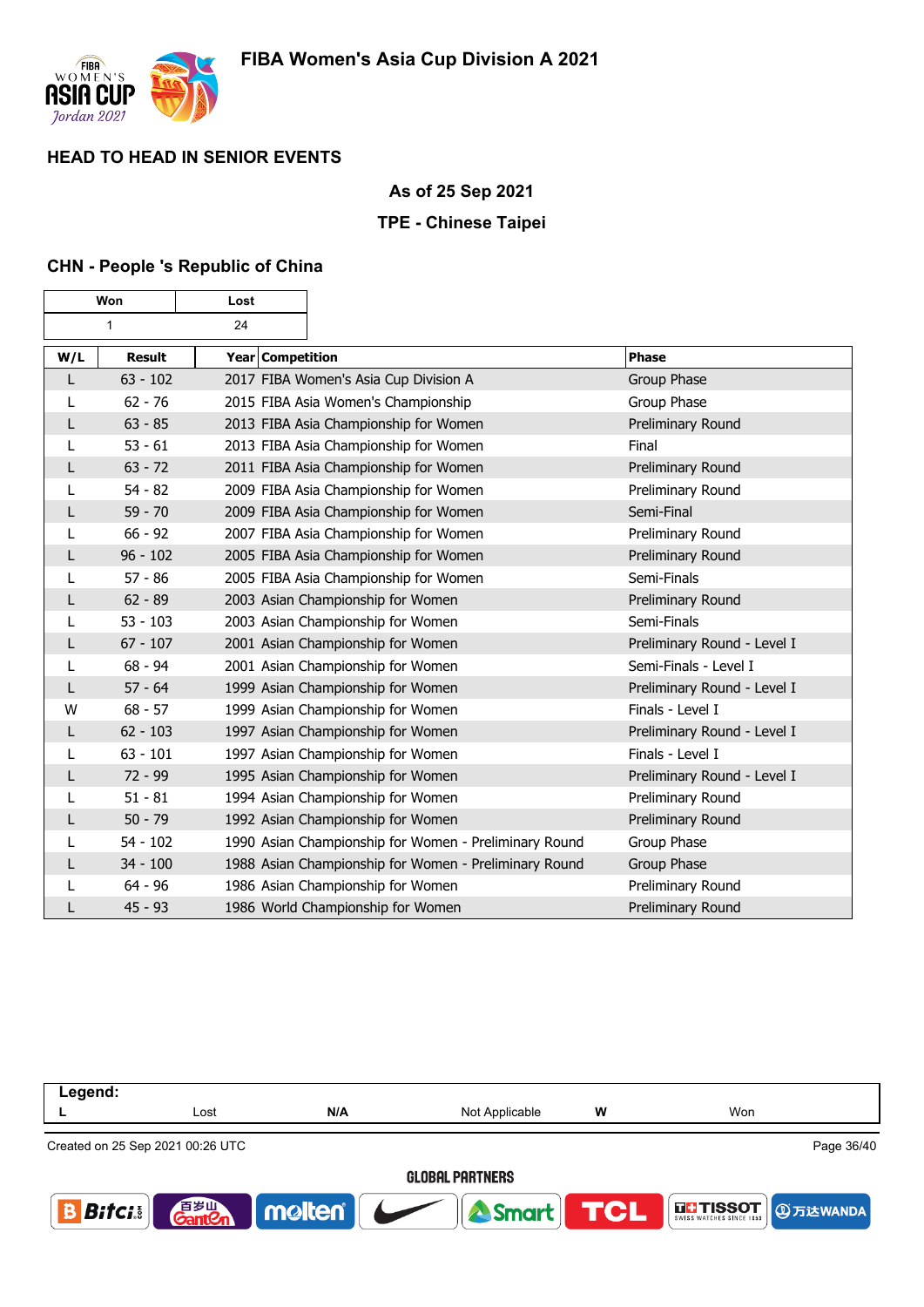# FIBA Women's Asia Cup Division A 2021

## HEAD TO HEAD IN SENIOR EVENTS

**As of 25 Sep 2021**

**TPE - Chinese Taipei**

### CHN - People 's Republic of China

| Won | Lost |
|---|---|
| 1 | 24 |

| W/L | Result | Year | Competition | Phase |
|---|---|---|---|---|
| L | 63 - 102 | 2017 | FIBA Women's Asia Cup Division A | Group Phase |
| L | 62 - 76 | 2015 | FIBA Asia Women's Championship | Group Phase |
| L | 63 - 85 | 2013 | FIBA Asia Championship for Women | Preliminary Round |
| L | 53 - 61 | 2013 | FIBA Asia Championship for Women | Final |
| L | 63 - 72 | 2011 | FIBA Asia Championship for Women | Preliminary Round |
| L | 54 - 82 | 2009 | FIBA Asia Championship for Women | Preliminary Round |
| L | 59 - 70 | 2009 | FIBA Asia Championship for Women | Semi-Final |
| L | 66 - 92 | 2007 | FIBA Asia Championship for Women | Preliminary Round |
| L | 96 - 102 | 2005 | FIBA Asia Championship for Women | Preliminary Round |
| L | 57 - 86 | 2005 | FIBA Asia Championship for Women | Semi-Finals |
| L | 62 - 89 | 2003 | Asian Championship for Women | Preliminary Round |
| L | 53 - 103 | 2003 | Asian Championship for Women | Semi-Finals |
| L | 67 - 107 | 2001 | Asian Championship for Women | Preliminary Round - Level I |
| L | 68 - 94 | 2001 | Asian Championship for Women | Semi-Finals - Level I |
| L | 57 - 64 | 1999 | Asian Championship for Women | Preliminary Round - Level I |
| W | 68 - 57 | 1999 | Asian Championship for Women | Finals - Level I |
| L | 62 - 103 | 1997 | Asian Championship for Women | Preliminary Round - Level I |
| L | 63 - 101 | 1997 | Asian Championship for Women | Finals - Level I |
| L | 72 - 99 | 1995 | Asian Championship for Women | Preliminary Round - Level I |
| L | 51 - 81 | 1994 | Asian Championship for Women | Preliminary Round |
| L | 50 - 79 | 1992 | Asian Championship for Women | Preliminary Round |
| L | 54 - 102 | 1990 | Asian Championship for Women - Preliminary Round | Group Phase |
| L | 34 - 100 | 1988 | Asian Championship for Women - Preliminary Round | Group Phase |
| L | 64 - 96 | 1986 | Asian Championship for Women | Preliminary Round |
| L | 45 - 93 | 1986 | World Championship for Women | Preliminary Round |

**Legend:**

| L | Lost | N/A | Not Applicable | W | Won |
|---|---|---|---|---|---|

Created on 25 Sep 2021 00:26 UTC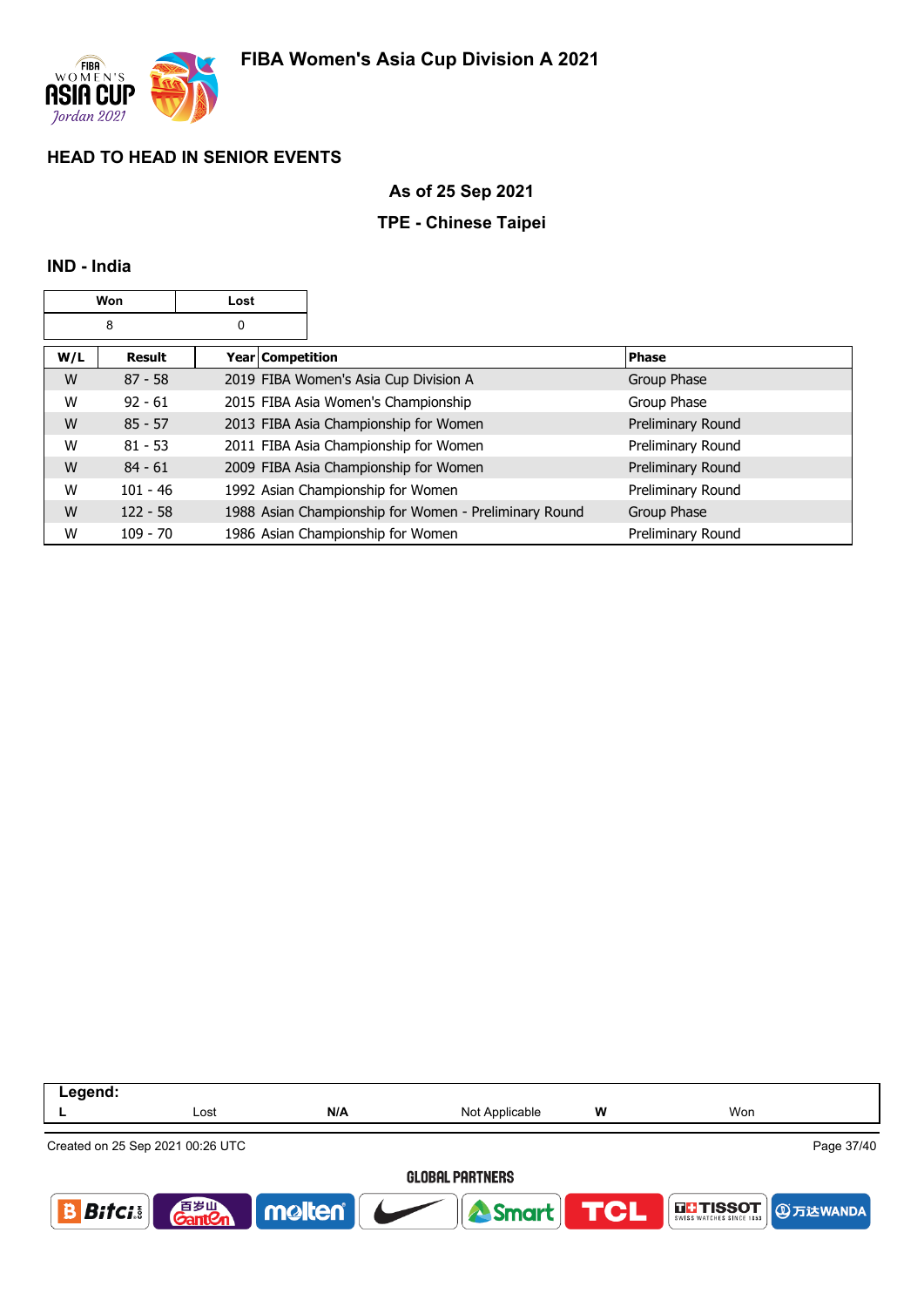## HEAD TO HEAD IN SENIOR EVENTS

**As of 25 Sep 2021**

**TPE - Chinese Taipei**

### IND - India

| Won | Lost |
|---|---|
| 8 | 0 |

| W/L | Result | Year | Competition | Phase |
|---|---|---|---|---|
| W | 87 - 58 | 2019 | FIBA Women's Asia Cup Division A | Group Phase |
| W | 92 - 61 | 2015 | FIBA Asia Women's Championship | Group Phase |
| W | 85 - 57 | 2013 | FIBA Asia Championship for Women | Preliminary Round |
| W | 81 - 53 | 2011 | FIBA Asia Championship for Women | Preliminary Round |
| W | 84 - 61 | 2009 | FIBA Asia Championship for Women | Preliminary Round |
| W | 101 - 46 | 1992 | Asian Championship for Women | Preliminary Round |
| W | 122 - 58 | 1988 | Asian Championship for Women - Preliminary Round | Group Phase |
| W | 109 - 70 | 1986 | Asian Championship for Women | Preliminary Round |

**Legend:**

| L | Lost | N/A | Not Applicable | W | Won |
|---|---|---|---|---|---|

Created on 25 Sep 2021 00:26 UTC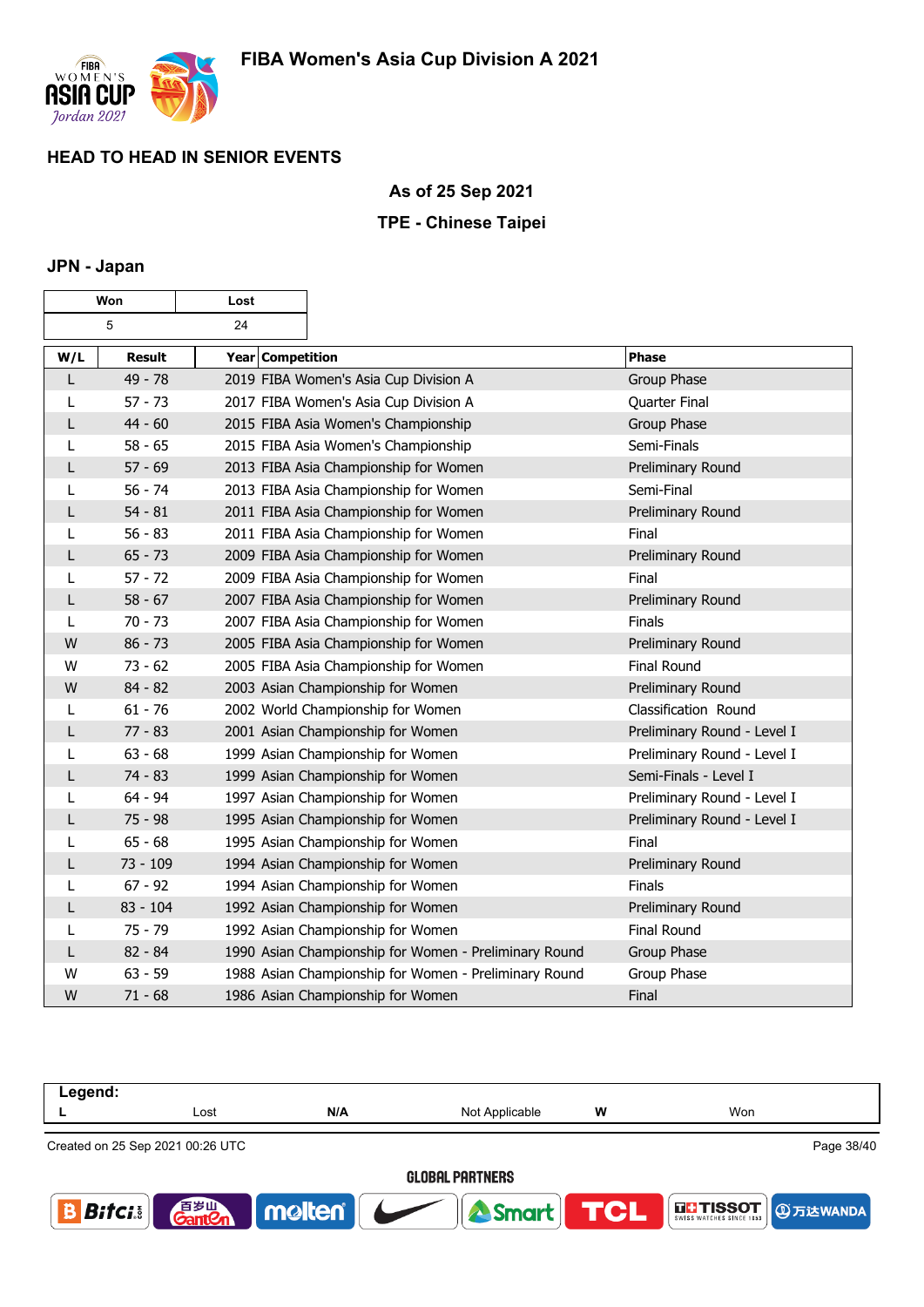# FIBA Women's Asia Cup Division A 2021

## HEAD TO HEAD IN SENIOR EVENTS

### As of 25 Sep 2021

### TPE - Chinese Taipei

### JPN - Japan

| Won | Lost |
|---|---|
| 5 | 24 |

| W/L | Result | Year | Competition | Phase |
|---|---|---|---|---|
| L | 49 - 78 | 2019 | FIBA Women's Asia Cup Division A | Group Phase |
| L | 57 - 73 | 2017 | FIBA Women's Asia Cup Division A | Quarter Final |
| L | 44 - 60 | 2015 | FIBA Asia Women's Championship | Group Phase |
| L | 58 - 65 | 2015 | FIBA Asia Women's Championship | Semi-Finals |
| L | 57 - 69 | 2013 | FIBA Asia Championship for Women | Preliminary Round |
| L | 56 - 74 | 2013 | FIBA Asia Championship for Women | Semi-Final |
| L | 54 - 81 | 2011 | FIBA Asia Championship for Women | Preliminary Round |
| L | 56 - 83 | 2011 | FIBA Asia Championship for Women | Final |
| L | 65 - 73 | 2009 | FIBA Asia Championship for Women | Preliminary Round |
| L | 57 - 72 | 2009 | FIBA Asia Championship for Women | Final |
| L | 58 - 67 | 2007 | FIBA Asia Championship for Women | Preliminary Round |
| L | 70 - 73 | 2007 | FIBA Asia Championship for Women | Finals |
| W | 86 - 73 | 2005 | FIBA Asia Championship for Women | Preliminary Round |
| W | 73 - 62 | 2005 | FIBA Asia Championship for Women | Final Round |
| W | 84 - 82 | 2003 | Asian Championship for Women | Preliminary Round |
| L | 61 - 76 | 2002 | World Championship for Women | Classification Round |
| L | 77 - 83 | 2001 | Asian Championship for Women | Preliminary Round - Level I |
| L | 63 - 68 | 1999 | Asian Championship for Women | Preliminary Round - Level I |
| L | 74 - 83 | 1999 | Asian Championship for Women | Semi-Finals - Level I |
| L | 64 - 94 | 1997 | Asian Championship for Women | Preliminary Round - Level I |
| L | 75 - 98 | 1995 | Asian Championship for Women | Preliminary Round - Level I |
| L | 65 - 68 | 1995 | Asian Championship for Women | Final |
| L | 73 - 109 | 1994 | Asian Championship for Women | Preliminary Round |
| L | 67 - 92 | 1994 | Asian Championship for Women | Finals |
| L | 83 - 104 | 1992 | Asian Championship for Women | Preliminary Round |
| L | 75 - 79 | 1992 | Asian Championship for Women | Final Round |
| L | 82 - 84 | 1990 | Asian Championship for Women - Preliminary Round | Group Phase |
| W | 63 - 59 | 1988 | Asian Championship for Women - Preliminary Round | Group Phase |
| W | 71 - 68 | 1986 | Asian Championship for Women | Final |

**Legend:**

| L | Lost | N/A | Not Applicable | W | Won |
|---|---|---|---|---|---|

Created on 25 Sep 2021 00:26 UTC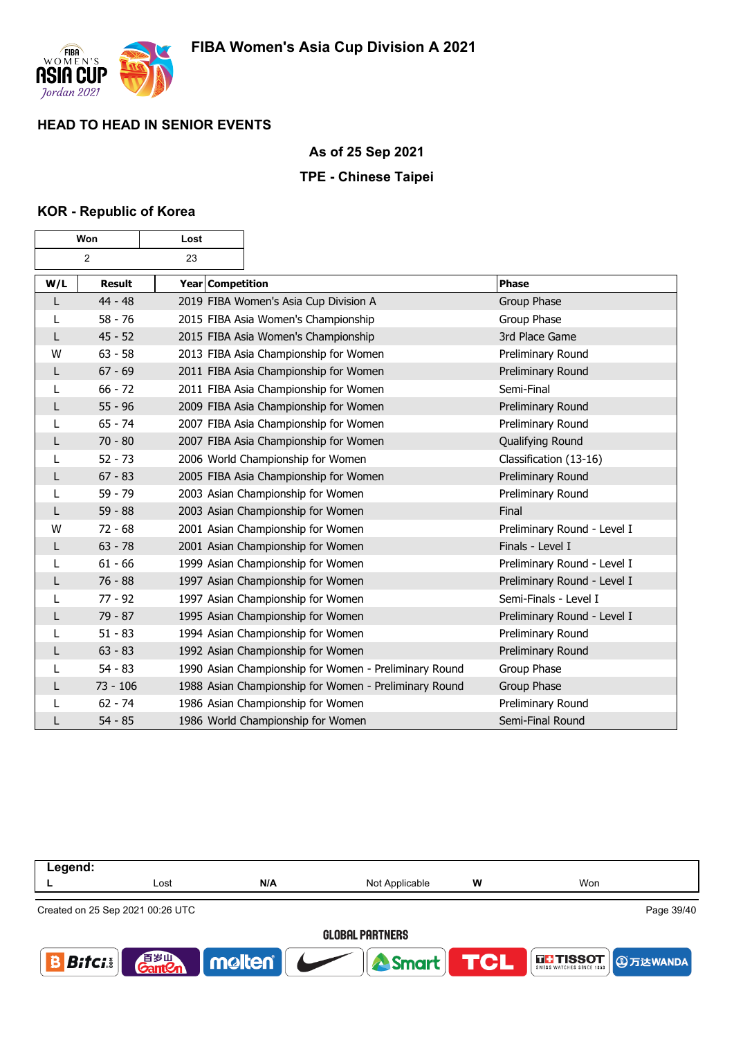## HEAD TO HEAD IN SENIOR EVENTS

**As of 25 Sep 2021**

**TPE - Chinese Taipei**

### KOR - Republic of Korea

| Won | Lost |
|---|---|
| 2 | 23 |

| W/L | Result | Year | Competition | Phase |
|---|---|---|---|---|
| L | 44 - 48 | 2019 | FIBA Women's Asia Cup Division A | Group Phase |
| L | 58 - 76 | 2015 | FIBA Asia Women's Championship | Group Phase |
| L | 45 - 52 | 2015 | FIBA Asia Women's Championship | 3rd Place Game |
| W | 63 - 58 | 2013 | FIBA Asia Championship for Women | Preliminary Round |
| L | 67 - 69 | 2011 | FIBA Asia Championship for Women | Preliminary Round |
| L | 66 - 72 | 2011 | FIBA Asia Championship for Women | Semi-Final |
| L | 55 - 96 | 2009 | FIBA Asia Championship for Women | Preliminary Round |
| L | 65 - 74 | 2007 | FIBA Asia Championship for Women | Preliminary Round |
| L | 70 - 80 | 2007 | FIBA Asia Championship for Women | Qualifying Round |
| L | 52 - 73 | 2006 | World Championship for Women | Classification (13-16) |
| L | 67 - 83 | 2005 | FIBA Asia Championship for Women | Preliminary Round |
| L | 59 - 79 | 2003 | Asian Championship for Women | Preliminary Round |
| L | 59 - 88 | 2003 | Asian Championship for Women | Final |
| W | 72 - 68 | 2001 | Asian Championship for Women | Preliminary Round - Level I |
| L | 63 - 78 | 2001 | Asian Championship for Women | Finals - Level I |
| L | 61 - 66 | 1999 | Asian Championship for Women | Preliminary Round - Level I |
| L | 76 - 88 | 1997 | Asian Championship for Women | Preliminary Round - Level I |
| L | 77 - 92 | 1997 | Asian Championship for Women | Semi-Finals - Level I |
| L | 79 - 87 | 1995 | Asian Championship for Women | Preliminary Round - Level I |
| L | 51 - 83 | 1994 | Asian Championship for Women | Preliminary Round |
| L | 63 - 83 | 1992 | Asian Championship for Women | Preliminary Round |
| L | 54 - 83 | 1990 | Asian Championship for Women - Preliminary Round | Group Phase |
| L | 73 - 106 | 1988 | Asian Championship for Women - Preliminary Round | Group Phase |
| L | 62 - 74 | 1986 | Asian Championship for Women | Preliminary Round |
| L | 54 - 85 | 1986 | World Championship for Women | Semi-Final Round |

**Legend:**

| L | Lost | N/A | Not Applicable | W | Won |
|---|---|---|---|---|---|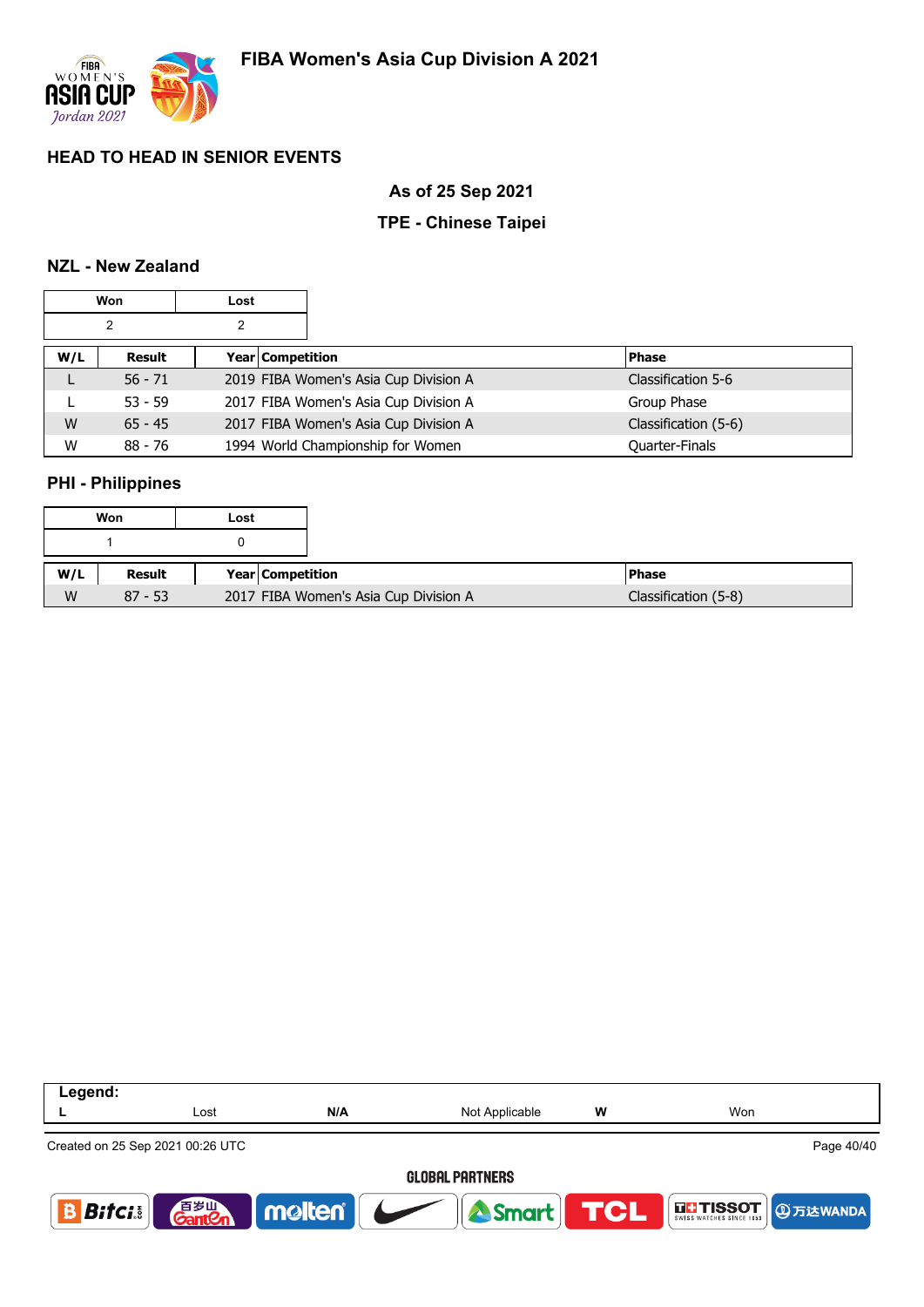FIBA Women's Asia Cup Division A 2021

## HEAD TO HEAD IN SENIOR EVENTS

### As of 25 Sep 2021

### TPE - Chinese Taipei

#### NZL - New Zealand

| Won | Lost |
|---|---|
| 2 | 2 |

| W/L | Result | Year | Competition | Phase |
|---|---|---|---|---|
| L | 56 - 71 | 2019 | FIBA Women's Asia Cup Division A | Classification 5-6 |
| L | 53 - 59 | 2017 | FIBA Women's Asia Cup Division A | Group Phase |
| W | 65 - 45 | 2017 | FIBA Women's Asia Cup Division A | Classification (5-6) |
| W | 88 - 76 | 1994 | World Championship for Women | Quarter-Finals |

#### PHI - Philippines

| Won | Lost |
|---|---|
| 1 | 0 |

| W/L | Result | Year | Competition | Phase |
|---|---|---|---|---|
| W | 87 - 53 | 2017 | FIBA Women's Asia Cup Division A | Classification (5-8) |

| Legend: | | | | | |
|---|---|---|---|---|---|
| L | Lost | N/A | Not Applicable | W | Won |

Created on 25 Sep 2021 00:26 UTC

GLOBAL PARTNERS